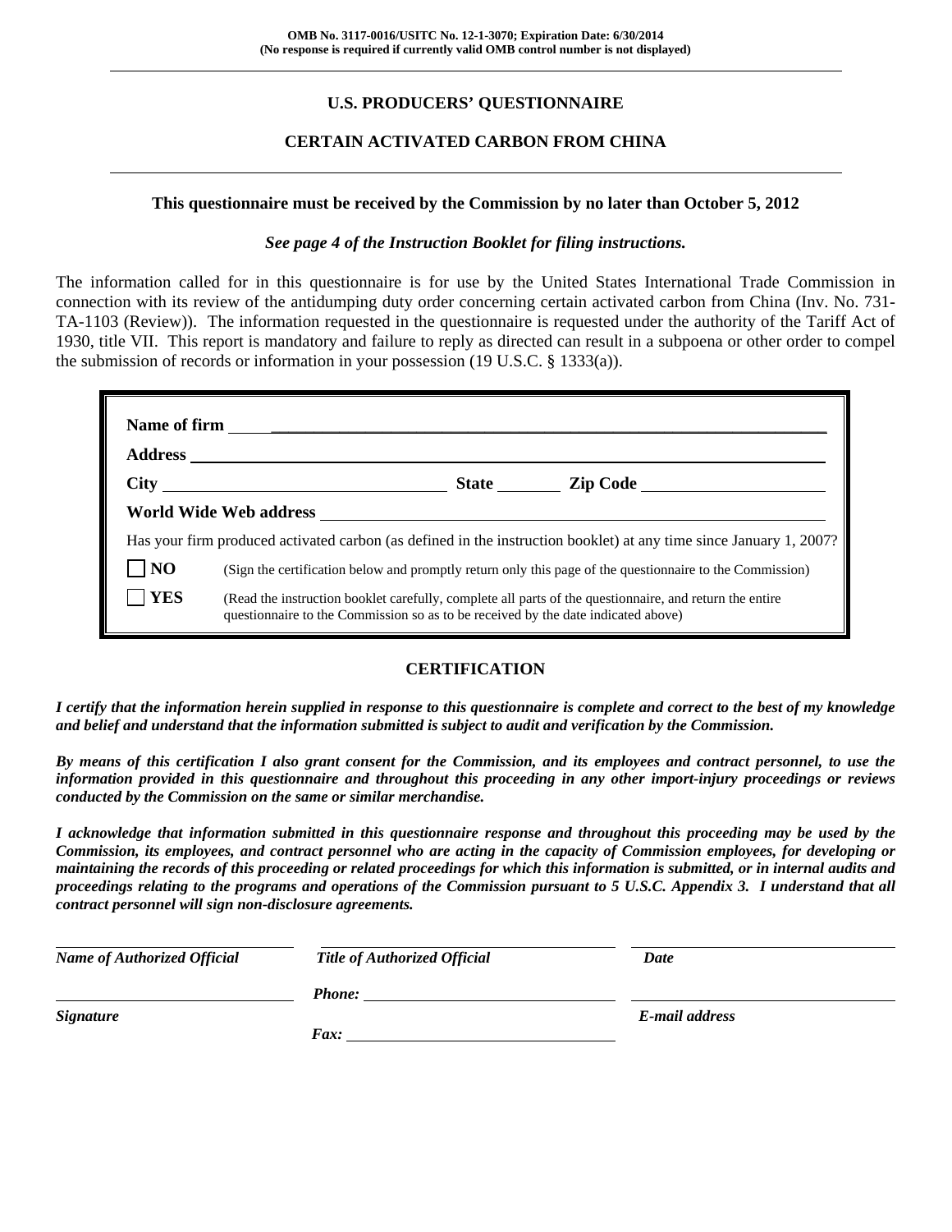**OMB No. 3117-0016/USITC No. 12-1-3070; Expiration Date: 6/30/2014**
**(No response is required if currently valid OMB control number is not displayed)**

---

## U.S. PRODUCERS' QUESTIONNAIRE

## CERTAIN ACTIVATED CARBON FROM CHINA

---

**This questionnaire must be received by the Commission by no later than October 5, 2012**

***See page 4 of the Instruction Booklet for filing instructions.***

The information called for in this questionnaire is for use by the United States International Trade Commission in connection with its review of the antidumping duty order concerning certain activated carbon from China (Inv. No. 731-TA-1103 (Review)). The information requested in the questionnaire is requested under the authority of the Tariff Act of 1930, title VII. This report is mandatory and failure to reply as directed can result in a subpoena or other order to compel the submission of records or information in your possession (19 U.S.C. § 1333(a)).

**Name of firm** ______________________________

**Address** ______________________________

**City** ____________________ **State** ________ **Zip Code** ____________________

**World Wide Web address** ______________________________

Has your firm produced activated carbon (as defined in the instruction booklet) at any time since January 1, 2007?

☐ **NO** (Sign the certification below and promptly return only this page of the questionnaire to the Commission)

☐ **YES** (Read the instruction booklet carefully, complete all parts of the questionnaire, and return the entire questionnaire to the Commission so as to be received by the date indicated above)

### CERTIFICATION

***I certify that the information herein supplied in response to this questionnaire is complete and correct to the best of my knowledge and belief and understand that the information submitted is subject to audit and verification by the Commission.***

***By means of this certification I also grant consent for the Commission, and its employees and contract personnel, to use the information provided in this questionnaire and throughout this proceeding in any other import-injury proceedings or reviews conducted by the Commission on the same or similar merchandise.***

***I acknowledge that information submitted in this questionnaire response and throughout this proceeding may be used by the Commission, its employees, and contract personnel who are acting in the capacity of Commission employees, for developing or maintaining the records of this proceeding or related proceedings for which this information is submitted, or in internal audits and proceedings relating to the programs and operations of the Commission pursuant to 5 U.S.C. Appendix 3. I understand that all contract personnel will sign non-disclosure agreements.***

| ____________________ | ____________________ | ____________________ |
|---|---|---|
| ***Name of Authorized Official*** | ***Title of Authorized Official*** | ***Date*** |
| ____________________ | ***Phone:*** ____________________ | ____________________ |
| ***Signature*** | ***Fax:*** ____________________ | ***E-mail address*** |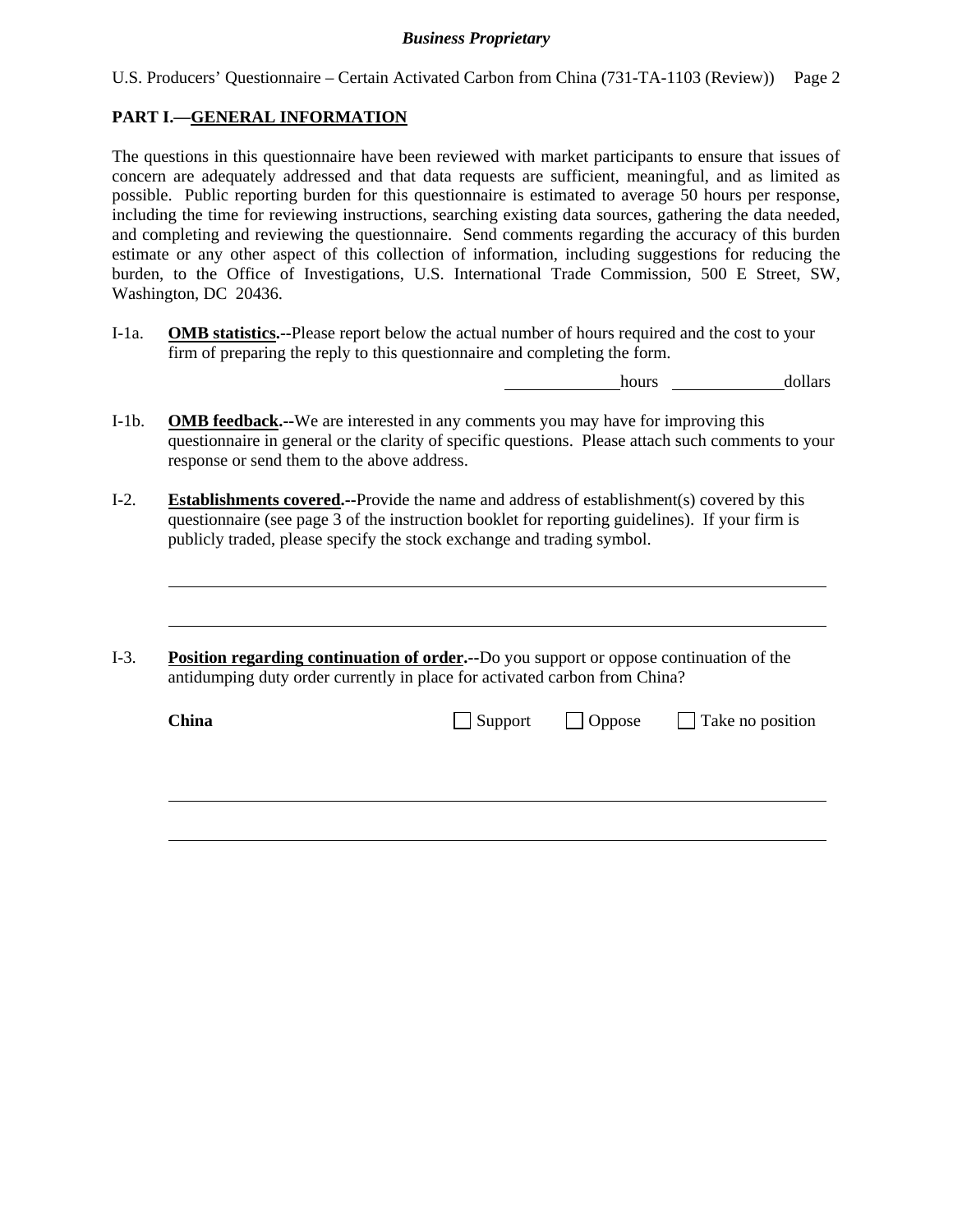## PART I.—GENERAL INFORMATION

The questions in this questionnaire have been reviewed with market participants to ensure that issues of concern are adequately addressed and that data requests are sufficient, meaningful, and as limited as possible. Public reporting burden for this questionnaire is estimated to average 50 hours per response, including the time for reviewing instructions, searching existing data sources, gathering the data needed, and completing and reviewing the questionnaire. Send comments regarding the accuracy of this burden estimate or any other aspect of this collection of information, including suggestions for reducing the burden, to the Office of Investigations, U.S. International Trade Commission, 500 E Street, SW, Washington, DC 20436.

I-1a. **OMB statistics.--**Please report below the actual number of hours required and the cost to your firm of preparing the reply to this questionnaire and completing the form.

_____________ hours _____________ dollars

I-1b. **OMB feedback.--**We are interested in any comments you may have for improving this questionnaire in general or the clarity of specific questions. Please attach such comments to your response or send them to the above address.

I-2. **Establishments covered.--**Provide the name and address of establishment(s) covered by this questionnaire (see page 3 of the instruction booklet for reporting guidelines). If your firm is publicly traded, please specify the stock exchange and trading symbol.

_______________________________________________________________________

_______________________________________________________________________

I-3. **Position regarding continuation of order.--**Do you support or oppose continuation of the antidumping duty order currently in place for activated carbon from China?

**China** ☐ Support ☐ Oppose ☐ Take no position

_______________________________________________________________________

_______________________________________________________________________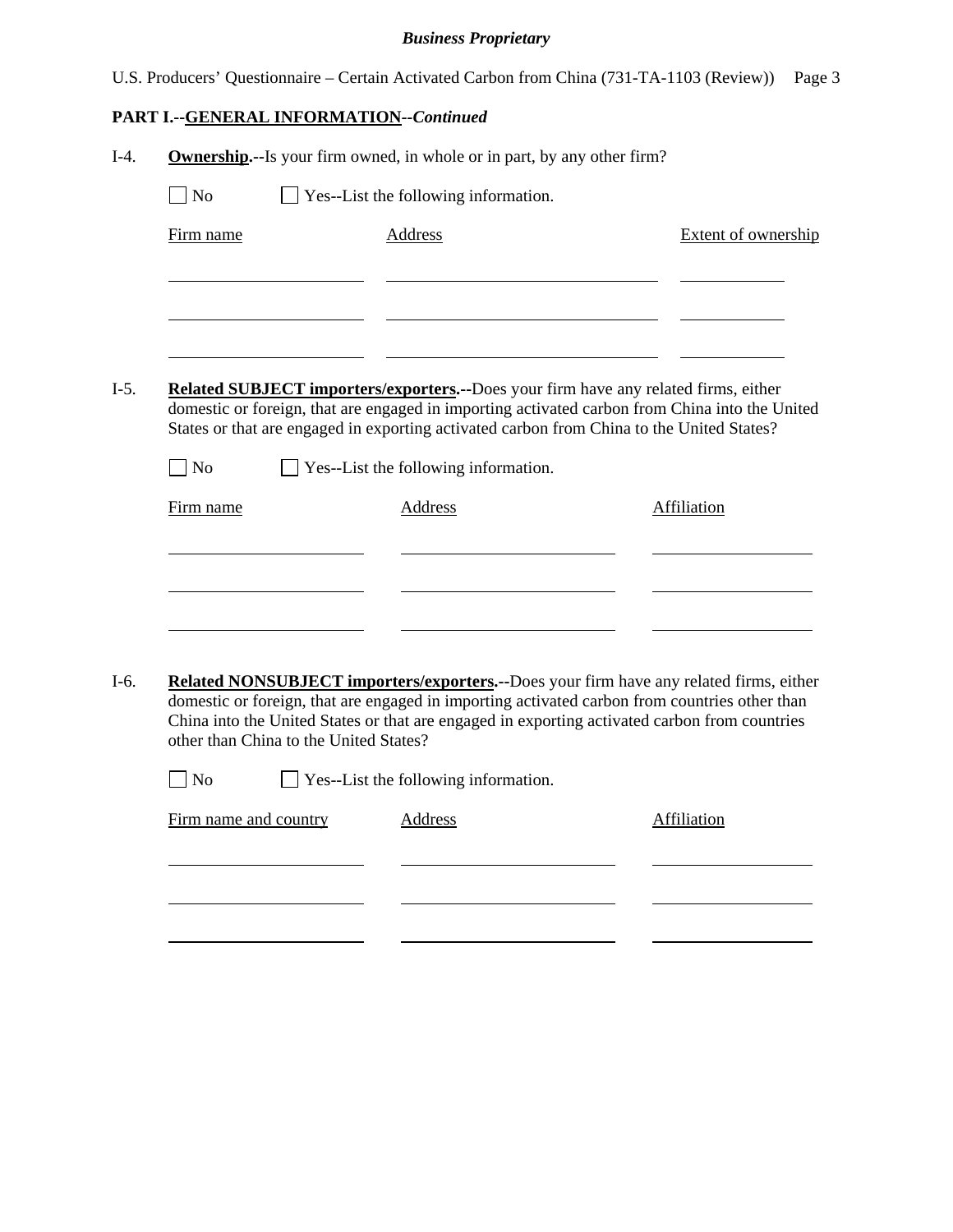**PART I.--GENERAL INFORMATION--*Continued***

I-4. **Ownership.--**Is your firm owned, in whole or in part, by any other firm?

☐ No ☐ Yes--List the following information.

| Firm name | Address | Extent of ownership |
| --- | --- | --- |
| | | |
| | | |
| | | |

I-5. **Related SUBJECT importers/exporters.--**Does your firm have any related firms, either domestic or foreign, that are engaged in importing activated carbon from China into the United States or that are engaged in exporting activated carbon from China to the United States?

☐ No ☐ Yes--List the following information.

| Firm name | Address | Affiliation |
| --- | --- | --- |
| | | |
| | | |
| | | |

I-6. **Related NONSUBJECT importers/exporters.--**Does your firm have any related firms, either domestic or foreign, that are engaged in importing activated carbon from countries other than China into the United States or that are engaged in exporting activated carbon from countries other than China to the United States?

☐ No ☐ Yes--List the following information.

| Firm name and country | Address | Affiliation |
| --- | --- | --- |
| | | |
| | | |
| | | |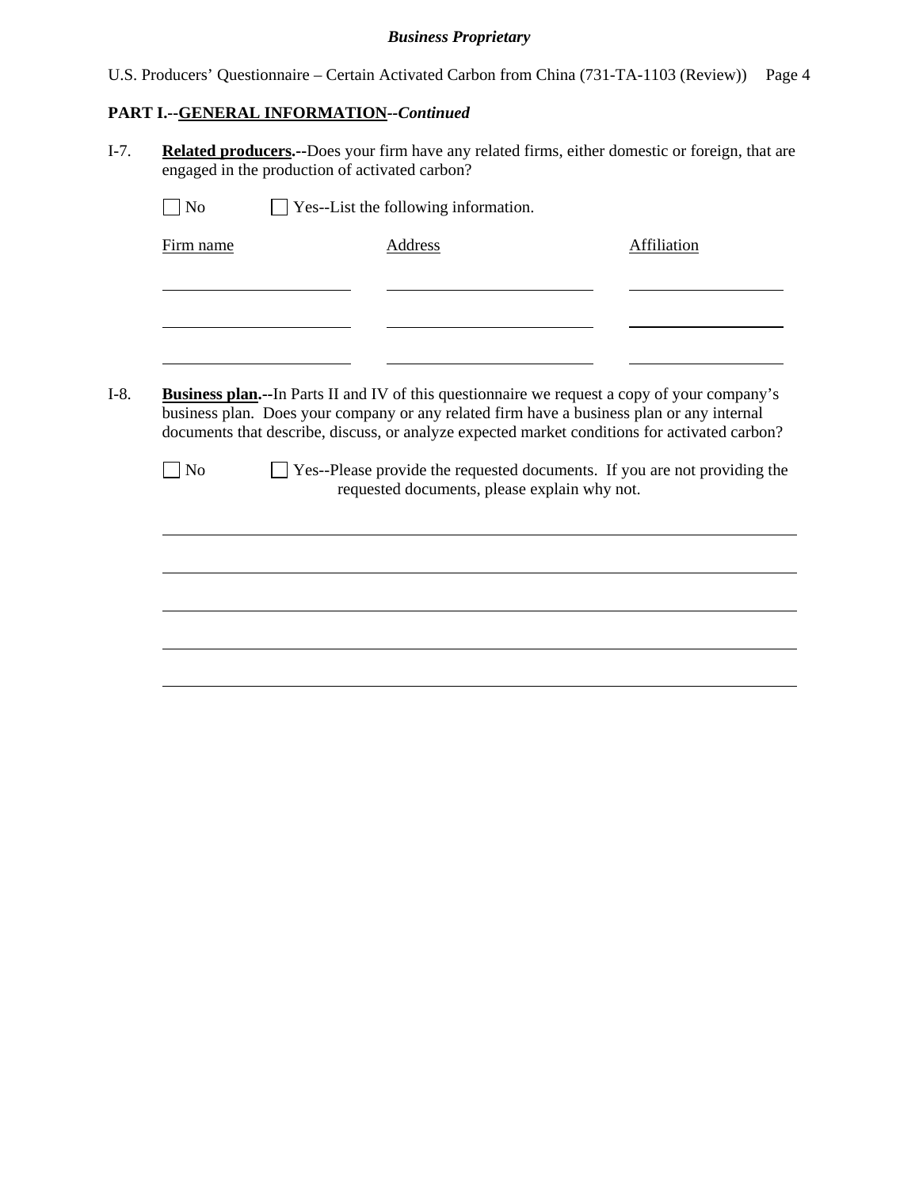**PART I.--GENERAL INFORMATION--*Continued***

I-7. **Related producers.--**Does your firm have any related firms, either domestic or foreign, that are engaged in the production of activated carbon?

☐ No ☐ Yes--List the following information.

| Firm name | Address | Affiliation |
|---|---|---|
| | | |
| | | |
| | | |

I-8. **Business plan.--**In Parts II and IV of this questionnaire we request a copy of your company's business plan. Does your company or any related firm have a business plan or any internal documents that describe, discuss, or analyze expected market conditions for activated carbon?

☐ No ☐ Yes--Please provide the requested documents. If you are not providing the requested documents, please explain why not.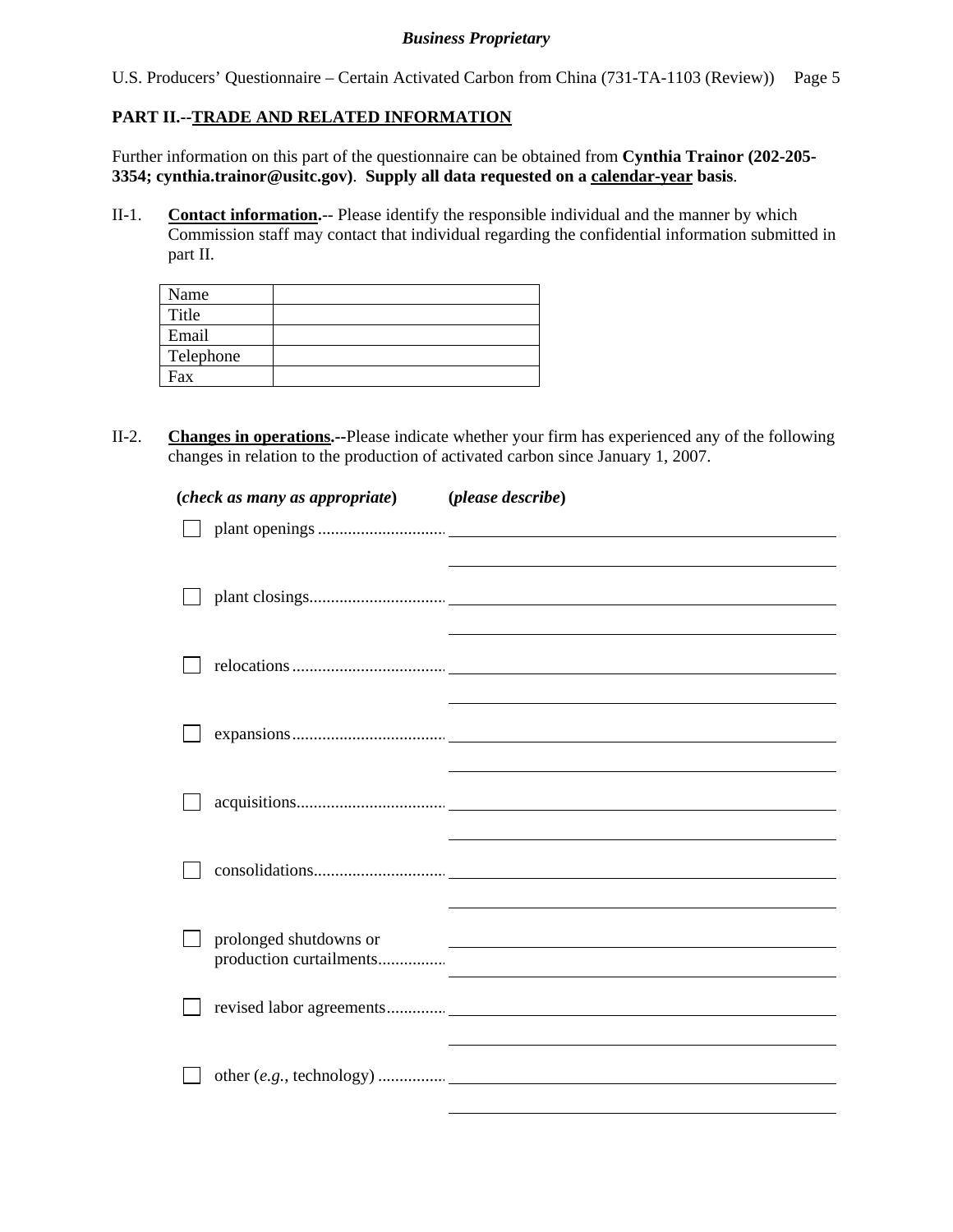**PART II.--TRADE AND RELATED INFORMATION**

Further information on this part of the questionnaire can be obtained from **Cynthia Trainor (202-205-3354; cynthia.trainor@usitc.gov)**. **Supply all data requested on a calendar-year basis**.

II-1. **Contact information.**-- Please identify the responsible individual and the manner by which Commission staff may contact that individual regarding the confidential information submitted in part II.

| | |
|---|---|
| Name | |
| Title | |
| Email | |
| Telephone | |
| Fax | |

II-2. **Changes in operations.**--Please indicate whether your firm has experienced any of the following changes in relation to the production of activated carbon since January 1, 2007.

**(*check as many as appropriate*)** **(*please describe*)**

- ☐ plant openings ............................ \_\_\_\_\_\_\_\_\_\_\_\_\_\_\_\_\_\_\_\_

- ☐ plant closings............................... \_\_\_\_\_\_\_\_\_\_\_\_\_\_\_\_\_\_\_\_

- ☐ relocations ................................... \_\_\_\_\_\_\_\_\_\_\_\_\_\_\_\_\_\_\_\_

- ☐ expansions ................................... \_\_\_\_\_\_\_\_\_\_\_\_\_\_\_\_\_\_\_\_

- ☐ acquisitions.................................. \_\_\_\_\_\_\_\_\_\_\_\_\_\_\_\_\_\_\_\_

- ☐ consolidations.............................. \_\_\_\_\_\_\_\_\_\_\_\_\_\_\_\_\_\_\_\_

- ☐ prolonged shutdowns or production curtailments................ \_\_\_\_\_\_\_\_\_\_\_\_\_\_\_\_\_\_\_\_

- ☐ revised labor agreements............. \_\_\_\_\_\_\_\_\_\_\_\_\_\_\_\_\_\_\_\_

- ☐ other (*e.g.*, technology) ................ \_\_\_\_\_\_\_\_\_\_\_\_\_\_\_\_\_\_\_\_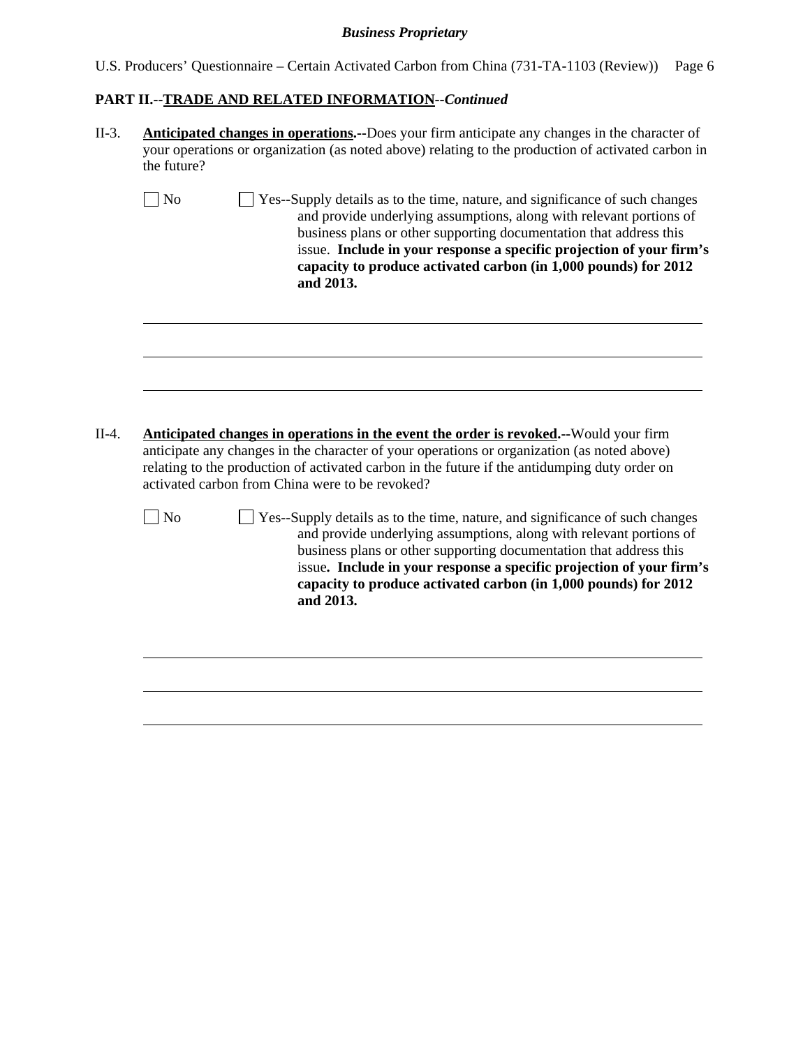## PART II.--TRADE AND RELATED INFORMATION--*Continued*

II-3. **Anticipated changes in operations.--**Does your firm anticipate any changes in the character of your operations or organization (as noted above) relating to the production of activated carbon in the future?

☐ No ☐ Yes--Supply details as to the time, nature, and significance of such changes and provide underlying assumptions, along with relevant portions of business plans or other supporting documentation that address this issue. **Include in your response a specific projection of your firm's capacity to produce activated carbon (in 1,000 pounds) for 2012 and 2013.**

II-4. **Anticipated changes in operations in the event the order is revoked.--**Would your firm anticipate any changes in the character of your operations or organization (as noted above) relating to the production of activated carbon in the future if the antidumping duty order on activated carbon from China were to be revoked?

☐ No ☐ Yes--Supply details as to the time, nature, and significance of such changes and provide underlying assumptions, along with relevant portions of business plans or other supporting documentation that address this issue**. Include in your response a specific projection of your firm's capacity to produce activated carbon (in 1,000 pounds) for 2012 and 2013.**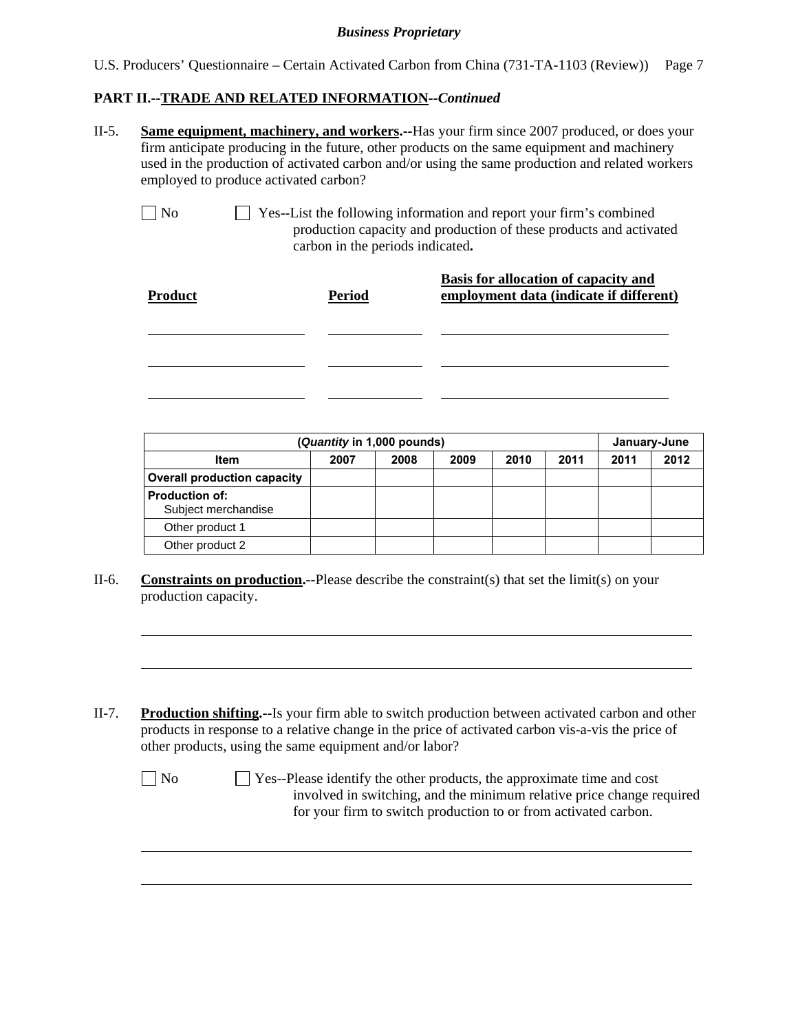**PART II.--TRADE AND RELATED INFORMATION--*Continued***

II-5. **Same equipment, machinery, and workers.--**Has your firm since 2007 produced, or does your firm anticipate producing in the future, other products on the same equipment and machinery used in the production of activated carbon and/or using the same production and related workers employed to produce activated carbon?

☐ No ☐ Yes--List the following information and report your firm's combined production capacity and production of these products and activated carbon in the periods indicated**.**

| Product | Period | Basis for allocation of capacity and employment data (indicate if different) |
|---|---|---|
| | | |
| | | |
| | | |

| (*Quantity* in 1,000 pounds) | | | | | | January-June | |
|---|---|---|---|---|---|---|---|
| **Item** | **2007** | **2008** | **2009** | **2010** | **2011** | **2011** | **2012** |
| **Overall production capacity** | | | | | | | |
| **Production of:** Subject merchandise | | | | | | | |
| Other product 1 | | | | | | | |
| Other product 2 | | | | | | | |

II-6. **Constraints on production.--**Please describe the constraint(s) that set the limit(s) on your production capacity.

II-7. **Production shifting.--**Is your firm able to switch production between activated carbon and other products in response to a relative change in the price of activated carbon vis-a-vis the price of other products, using the same equipment and/or labor?

☐ No ☐ Yes--Please identify the other products, the approximate time and cost involved in switching, and the minimum relative price change required for your firm to switch production to or from activated carbon.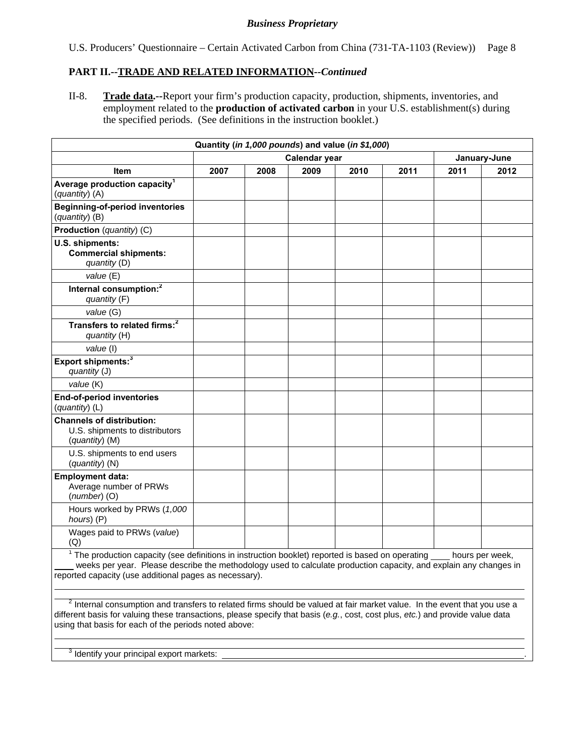*Business Proprietary*

U.S. Producers' Questionnaire – Certain Activated Carbon from China (731-TA-1103 (Review))

**PART II.--TRADE AND RELATED INFORMATION--*Continued***

II-8. **Trade data.--**Report your firm's production capacity, production, shipments, inventories, and employment related to the **production of activated carbon** in your U.S. establishment(s) during the specified periods. (See definitions in the instruction booklet.)

| Quantity (*in 1,000 pounds*) and value (*in $1,000*) | | | | | | | |
|---|---|---|---|---|---|---|---|
| | Calendar year | | | | | January-June | |
| **Item** | **2007** | **2008** | **2009** | **2010** | **2011** | **2011** | **2012** |
| **Average production capacity**[1] (*quantity*) (A) | | | | | | | |
| **Beginning-of-period inventories** (*quantity*) (B) | | | | | | | |
| **Production** (*quantity*) (C) | | | | | | | |
| **U.S. shipments:** **Commercial shipments:** *quantity* (D) | | | | | | | |
| *value* (E) | | | | | | | |
| **Internal consumption:**[2] *quantity* (F) | | | | | | | |
| *value* (G) | | | | | | | |
| **Transfers to related firms:**[2] *quantity* (H) | | | | | | | |
| *value* (I) | | | | | | | |
| **Export shipments:**[3] *quantity* (J) | | | | | | | |
| *value* (K) | | | | | | | |
| **End-of-period inventories** (*quantity*) (L) | | | | | | | |
| **Channels of distribution:** U.S. shipments to distributors (*quantity*) (M) | | | | | | | |
| U.S. shipments to end users (*quantity*) (N) | | | | | | | |
| **Employment data:** Average number of PRWs (*number*) (O) | | | | | | | |
| Hours worked by PRWs (*1,000 hours*) (P) | | | | | | | |
| Wages paid to PRWs (*value*) (Q) | | | | | | | |

[1] The production capacity (see definitions in instruction booklet) reported is based on operating ____ hours per week, ____ weeks per year. Please describe the methodology used to calculate production capacity, and explain any changes in reported capacity (use additional pages as necessary).

[2] Internal consumption and transfers to related firms should be valued at fair market value. In the event that you use a different basis for valuing these transactions, please specify that basis (*e.g.*, cost, cost plus, *etc.*) and provide value data using that basis for each of the periods noted above:

[3] Identify your principal export markets: ____________________.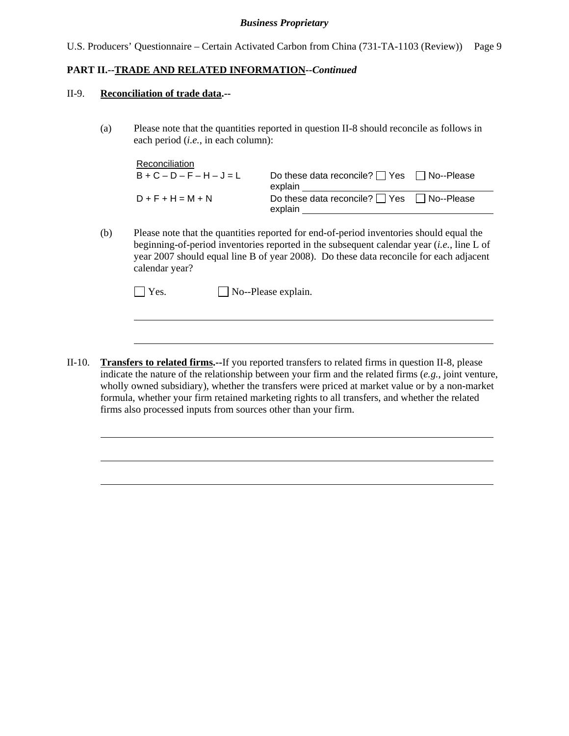**PART II.--TRADE AND RELATED INFORMATION--*Continued***

II-9. **Reconciliation of trade data.--**

(a) Please note that the quantities reported in question II-8 should reconcile as follows in each period (*i.e.*, in each column):

| Reconciliation | |
|---|---|
| B + C – D – F – H – J = L | Do these data reconcile? ☐ Yes ☐ No--Please explain ______________________ |
| D + F + H = M + N | Do these data reconcile? ☐ Yes ☐ No--Please explain ______________________ |

(b) Please note that the quantities reported for end-of-period inventories should equal the beginning-of-period inventories reported in the subsequent calendar year (*i.e.*, line L of year 2007 should equal line B of year 2008). Do these data reconcile for each adjacent calendar year?

☐ Yes. ☐ No--Please explain.

______________________________________________________________________

______________________________________________________________________

II-10. **Transfers to related firms.--**If you reported transfers to related firms in question II-8, please indicate the nature of the relationship between your firm and the related firms (*e.g.*, joint venture, wholly owned subsidiary), whether the transfers were priced at market value or by a non-market formula, whether your firm retained marketing rights to all transfers, and whether the related firms also processed inputs from sources other than your firm.

______________________________________________________________________

______________________________________________________________________

______________________________________________________________________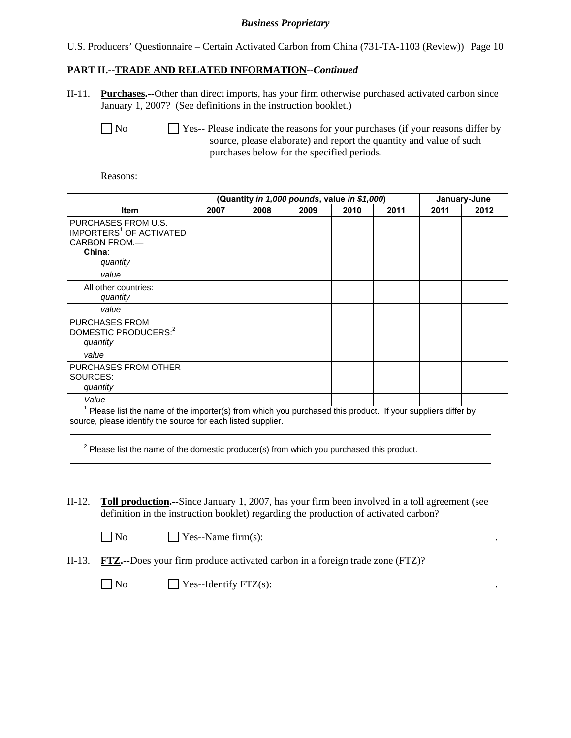**Business Proprietary**

U.S. Producers' Questionnaire – Certain Activated Carbon from China (731-TA-1103 (Review)) Page 10

## PART II.--TRADE AND RELATED INFORMATION--*Continued*

II-11. **Purchases.--**Other than direct imports, has your firm otherwise purchased activated carbon since January 1, 2007? (See definitions in the instruction booklet.)

☐ No ☐ Yes-- Please indicate the reasons for your purchases (if your reasons differ by source, please elaborate) and report the quantity and value of such purchases below for the specified periods.

Reasons: \_\_\_\_\_\_\_\_\_\_\_\_\_\_\_\_\_\_\_\_\_\_\_\_\_\_\_\_\_\_\_\_\_\_\_\_\_\_\_\_\_\_\_\_\_\_\_\_\_\_\_\_\_\_\_\_

| | (Quantity *in 1,000 pounds*, value *in $1,000*) | | | | | January-June | |
|---|---|---|---|---|---|---|---|
| **Item** | **2007** | **2008** | **2009** | **2010** | **2011** | **2011** | **2012** |
| PURCHASES FROM U.S. IMPORTERS[1] OF ACTIVATED CARBON FROM.— **China**: *quantity* | | | | | | | |
| *value* | | | | | | | |
| All other countries: *quantity* | | | | | | | |
| *value* | | | | | | | |
| PURCHASES FROM DOMESTIC PRODUCERS:[2] *quantity* | | | | | | | |
| *value* | | | | | | | |
| PURCHASES FROM OTHER SOURCES: *quantity* | | | | | | | |
| *Value* | | | | | | | |

[1] Please list the name of the importer(s) from which you purchased this product. If your suppliers differ by source, please identify the source for each listed supplier.

\_\_\_\_\_\_\_\_\_\_\_\_\_\_\_\_\_\_\_\_\_\_\_\_\_\_\_\_\_\_\_\_\_\_\_\_\_\_\_\_\_\_\_\_\_\_\_\_\_\_\_\_\_\_\_\_

[2] Please list the name of the domestic producer(s) from which you purchased this product.

\_\_\_\_\_\_\_\_\_\_\_\_\_\_\_\_\_\_\_\_\_\_\_\_\_\_\_\_\_\_\_\_\_\_\_\_\_\_\_\_\_\_\_\_\_\_\_\_\_\_\_\_\_\_\_\_

II-12. **Toll production.--**Since January 1, 2007, has your firm been involved in a toll agreement (see definition in the instruction booklet) regarding the production of activated carbon?

☐ No ☐ Yes--Name firm(s): \_\_\_\_\_\_\_\_\_\_\_\_\_\_\_\_\_\_\_\_\_\_\_\_\_\_\_\_\_\_\_\_\_\_\_\_\_\_\_\_.

II-13. **FTZ.--**Does your firm produce activated carbon in a foreign trade zone (FTZ)?

☐ No ☐ Yes--Identify FTZ(s): \_\_\_\_\_\_\_\_\_\_\_\_\_\_\_\_\_\_\_\_\_\_\_\_\_\_\_\_\_\_\_\_\_\_\_\_\_\_\_\_.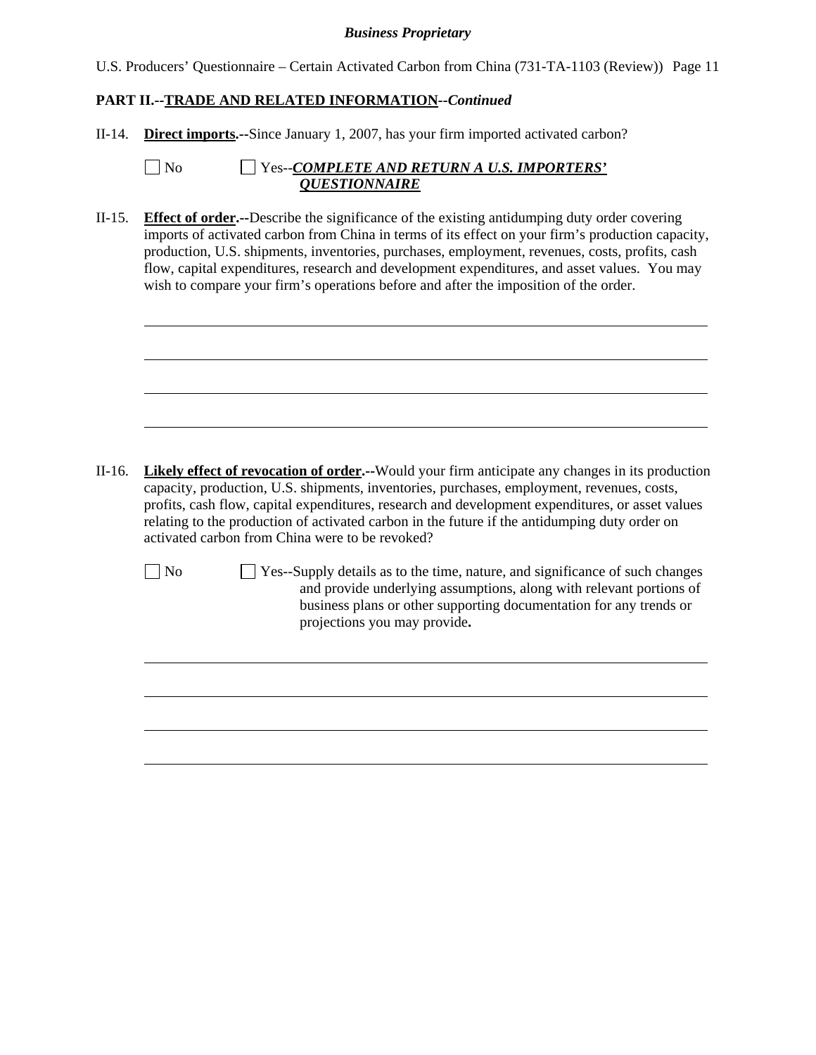**PART II.--TRADE AND RELATED INFORMATION--*Continued***

II-14. **Direct imports.--**Since January 1, 2007, has your firm imported activated carbon?

☐ No ☐ Yes--***COMPLETE AND RETURN A U.S. IMPORTERS' QUESTIONNAIRE***

II-15. **Effect of order.--**Describe the significance of the existing antidumping duty order covering imports of activated carbon from China in terms of its effect on your firm's production capacity, production, U.S. shipments, inventories, purchases, employment, revenues, costs, profits, cash flow, capital expenditures, research and development expenditures, and asset values. You may wish to compare your firm's operations before and after the imposition of the order.

II-16. **Likely effect of revocation of order.--**Would your firm anticipate any changes in its production capacity, production, U.S. shipments, inventories, purchases, employment, revenues, costs, profits, cash flow, capital expenditures, research and development expenditures, or asset values relating to the production of activated carbon in the future if the antidumping duty order on activated carbon from China were to be revoked?

☐ No ☐ Yes--Supply details as to the time, nature, and significance of such changes and provide underlying assumptions, along with relevant portions of business plans or other supporting documentation for any trends or projections you may provide**.**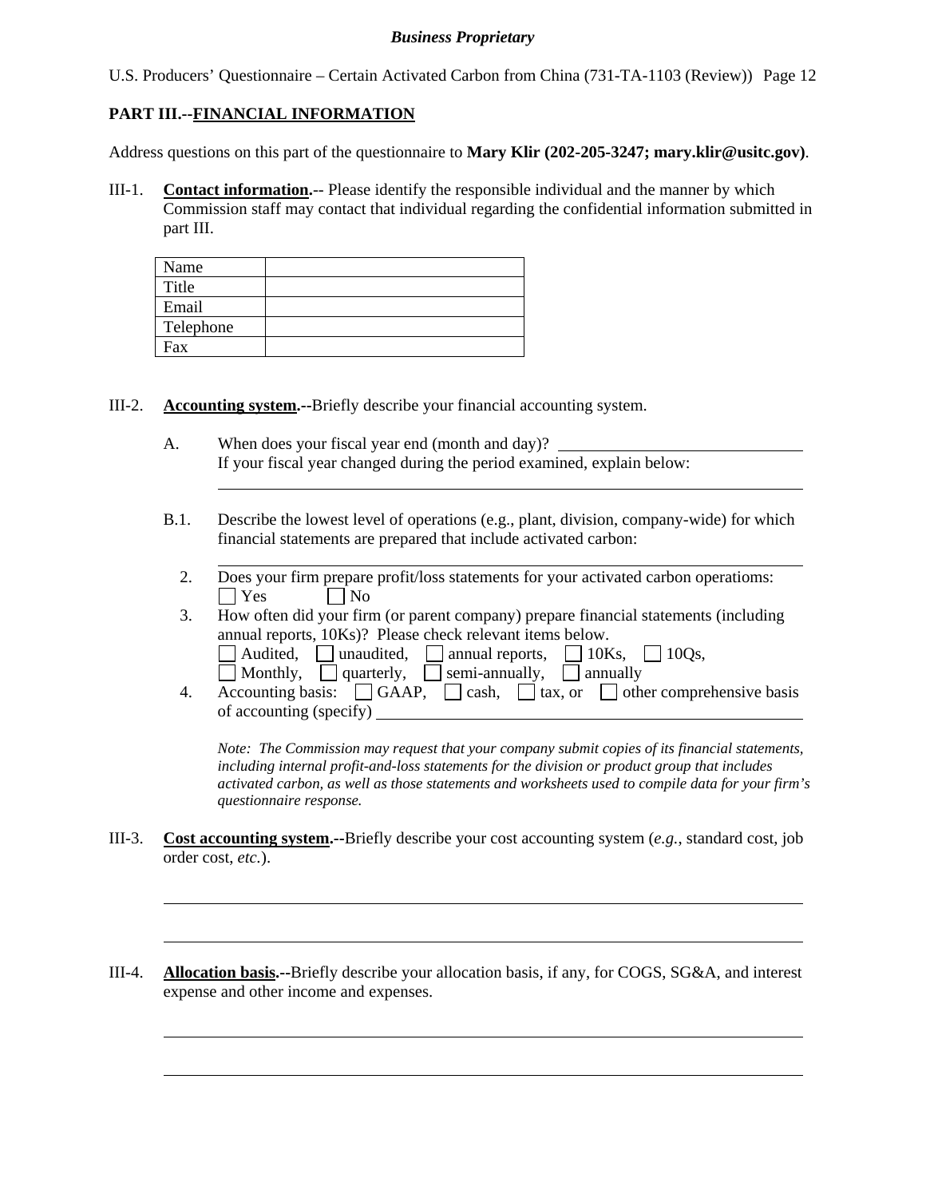**PART III.--FINANCIAL INFORMATION**

Address questions on this part of the questionnaire to **Mary Klir (202-205-3247; mary.klir@usitc.gov)**.

III-1. **Contact information.**-- Please identify the responsible individual and the manner by which Commission staff may contact that individual regarding the confidential information submitted in part III.

| Name | |
|---|---|
| Title | |
| Email | |
| Telephone | |
| Fax | |

III-2. **Accounting system.--**Briefly describe your financial accounting system.

A. When does your fiscal year end (month and day)? ______________________________
If your fiscal year changed during the period examined, explain below:
______________________________________________________________________

B.1. Describe the lowest level of operations (e.g., plant, division, company-wide) for which financial statements are prepared that include activated carbon:
______________________________________________________________________

2. Does your firm prepare profit/loss statements for your activated carbon operatioms:
☐ Yes ☐ No

3. How often did your firm (or parent company) prepare financial statements (including annual reports, 10Ks)? Please check relevant items below.
☐ Audited, ☐ unaudited, ☐ annual reports, ☐ 10Ks, ☐ 10Qs,
☐ Monthly, ☐ quarterly, ☐ semi-annually, ☐ annually

4. Accounting basis: ☐ GAAP, ☐ cash, ☐ tax, or ☐ other comprehensive basis of accounting (specify) ______________________________

*Note: The Commission may request that your company submit copies of its financial statements, including internal profit-and-loss statements for the division or product group that includes activated carbon, as well as those statements and worksheets used to compile data for your firm's questionnaire response.*

III-3. **Cost accounting system.--**Briefly describe your cost accounting system (*e.g.*, standard cost, job order cost, *etc.*).

______________________________________________________________________

______________________________________________________________________

III-4. **Allocation basis.--**Briefly describe your allocation basis, if any, for COGS, SG&A, and interest expense and other income and expenses.

______________________________________________________________________

______________________________________________________________________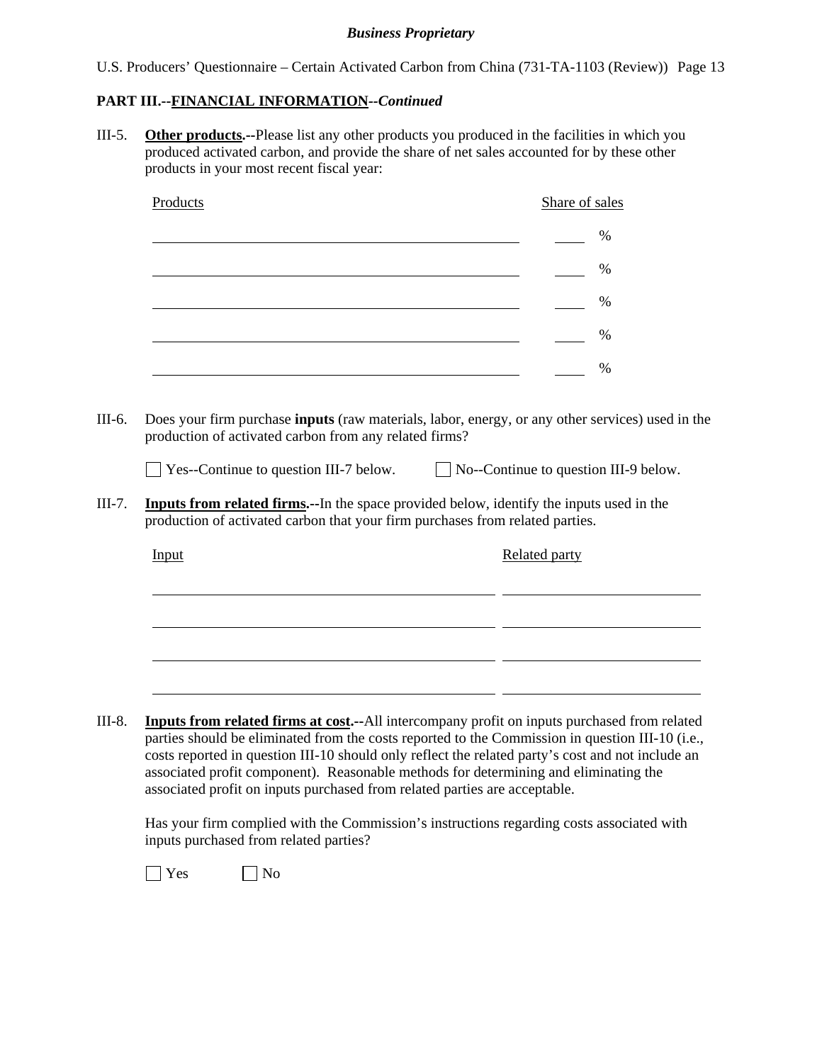**PART III.--FINANCIAL INFORMATION--*Continued***

III-5. **Other products.--**Please list any other products you produced in the facilities in which you produced activated carbon, and provide the share of net sales accounted for by these other products in your most recent fiscal year:

| Products | Share of sales |
|---|---|
| | % |
| | % |
| | % |
| | % |
| | % |

III-6. Does your firm purchase **inputs** (raw materials, labor, energy, or any other services) used in the production of activated carbon from any related firms?

☐ Yes--Continue to question III-7 below. ☐ No--Continue to question III-9 below.

III-7. **Inputs from related firms.--**In the space provided below, identify the inputs used in the production of activated carbon that your firm purchases from related parties.

| Input | Related party |
|---|---|
| | |
| | |
| | |
| | |

III-8. **Inputs from related firms at cost.--**All intercompany profit on inputs purchased from related parties should be eliminated from the costs reported to the Commission in question III-10 (i.e., costs reported in question III-10 should only reflect the related party's cost and not include an associated profit component). Reasonable methods for determining and eliminating the associated profit on inputs purchased from related parties are acceptable.

Has your firm complied with the Commission's instructions regarding costs associated with inputs purchased from related parties?

☐ Yes ☐ No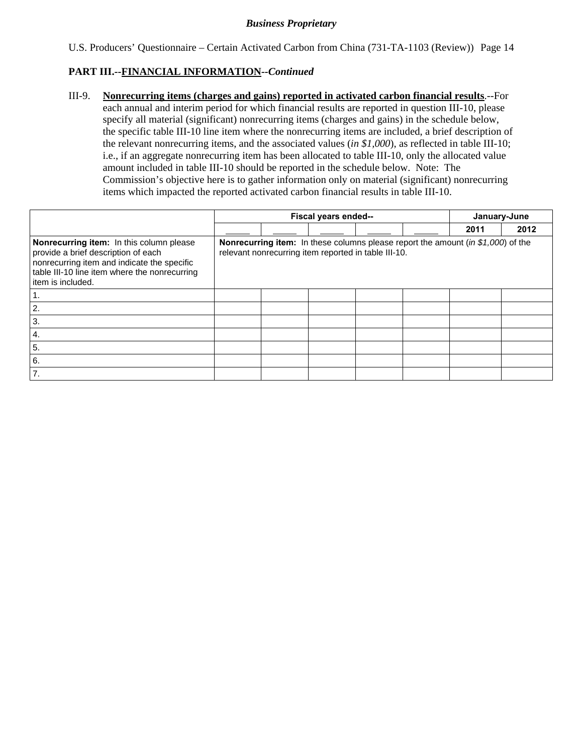**Business Proprietary**

U.S. Producers' Questionnaire – Certain Activated Carbon from China (731-TA-1103 (Review)) Page 14

**PART III.--FINANCIAL INFORMATION--*Continued***

III-9. **Nonrecurring items (charges and gains) reported in activated carbon financial results**.--For each annual and interim period for which financial results are reported in question III-10, please specify all material (significant) nonrecurring items (charges and gains) in the schedule below, the specific table III-10 line item where the nonrecurring items are included, a brief description of the relevant nonrecurring items, and the associated values (*in $1,000*), as reflected in table III-10; i.e., if an aggregate nonrecurring item has been allocated to table III-10, only the allocated value amount included in table III-10 should be reported in the schedule below. Note: The Commission's objective here is to gather information only on material (significant) nonrecurring items which impacted the reported activated carbon financial results in table III-10.

| | Fiscal years ended-- | | | | | January-June | |
|---|---|---|---|---|---|---|---|
| | _____ | _____ | _____ | _____ | _____ | 2011 | 2012 |
| **Nonrecurring item:** In this column please provide a brief description of each nonrecurring item and indicate the specific table III-10 line item where the nonrecurring item is included. | **Nonrecurring item:** In these columns please report the amount (*in $1,000*) of the relevant nonrecurring item reported in table III-10. | | | | | | |
| 1. | | | | | | | |
| 2. | | | | | | | |
| 3. | | | | | | | |
| 4. | | | | | | | |
| 5. | | | | | | | |
| 6. | | | | | | | |
| 7. | | | | | | | |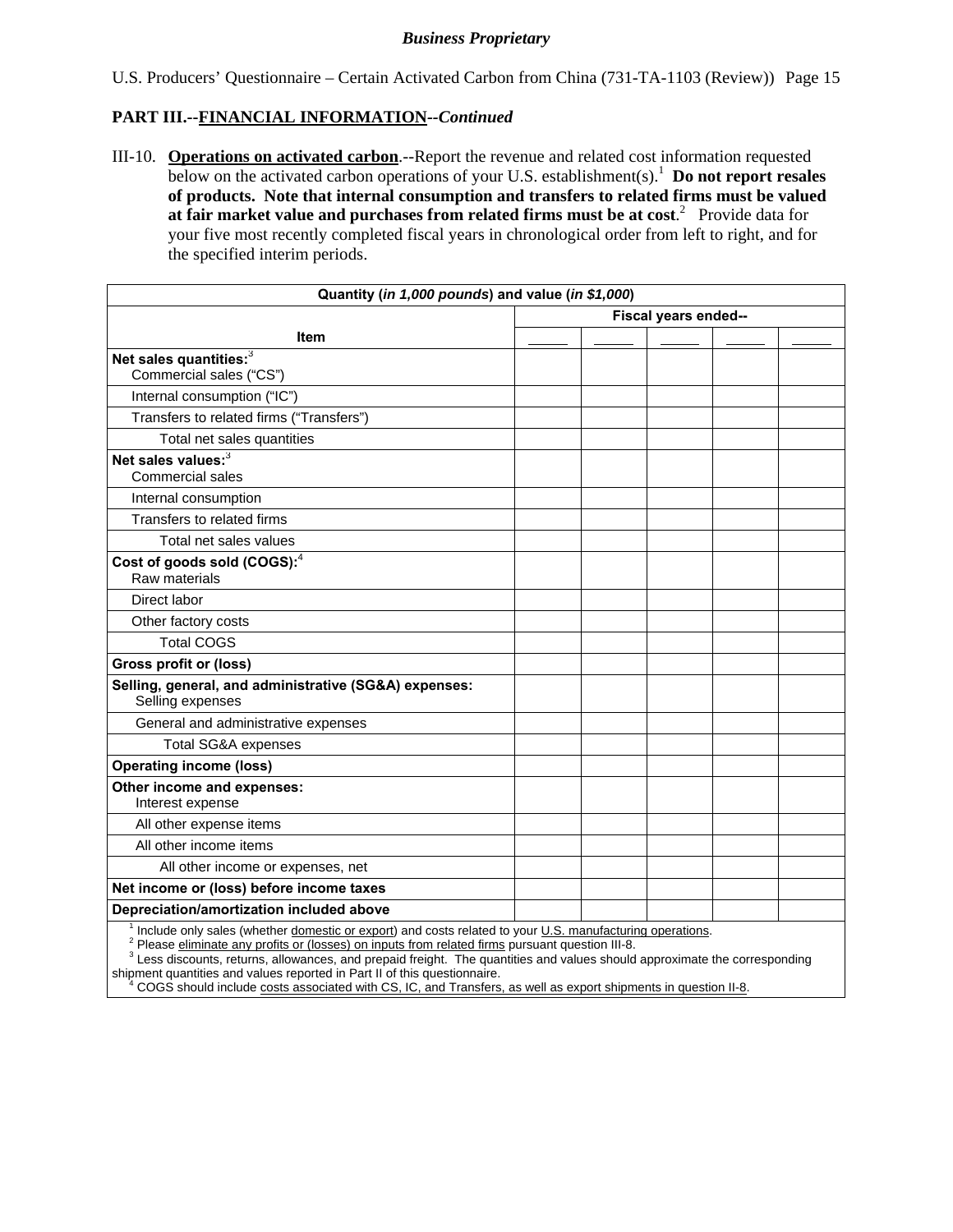## PART III.--FINANCIAL INFORMATION--*Continued*

III-10. **Operations on activated carbon**.--Report the revenue and related cost information requested below on the activated carbon operations of your U.S. establishment(s).[1] **Do not report resales of products. Note that internal consumption and transfers to related firms must be valued at fair market value and purchases from related firms must be at cost**.[2] Provide data for your five most recently completed fiscal years in chronological order from left to right, and for the specified interim periods.

| Quantity (*in 1,000 pounds*) and value (*in $1,000*) | | | | | |
|---|---|---|---|---|---|
| | Fiscal years ended-- | | | | |
| Item | _____ | _____ | _____ | _____ | _____ |
| **Net sales quantities:**[3] Commercial sales ("CS") | | | | | |
| Internal consumption ("IC") | | | | | |
| Transfers to related firms ("Transfers") | | | | | |
| Total net sales quantities | | | | | |
| **Net sales values:**[3] Commercial sales | | | | | |
| Internal consumption | | | | | |
| Transfers to related firms | | | | | |
| Total net sales values | | | | | |
| **Cost of goods sold (COGS):**[4] Raw materials | | | | | |
| Direct labor | | | | | |
| Other factory costs | | | | | |
| Total COGS | | | | | |
| **Gross profit or (loss)** | | | | | |
| **Selling, general, and administrative (SG&A) expenses:** Selling expenses | | | | | |
| General and administrative expenses | | | | | |
| Total SG&A expenses | | | | | |
| **Operating income (loss)** | | | | | |
| **Other income and expenses:** Interest expense | | | | | |
| All other expense items | | | | | |
| All other income items | | | | | |
| All other income or expenses, net | | | | | |
| **Net income or (loss) before income taxes** | | | | | |
| **Depreciation/amortization included above** | | | | | |

[1] Include only sales (whether domestic or export) and costs related to your U.S. manufacturing operations.
[2] Please eliminate any profits or (losses) on inputs from related firms pursuant question III-8.
[3] Less discounts, returns, allowances, and prepaid freight. The quantities and values should approximate the corresponding shipment quantities and values reported in Part II of this questionnaire.
[4] COGS should include costs associated with CS, IC, and Transfers, as well as export shipments in question II-8.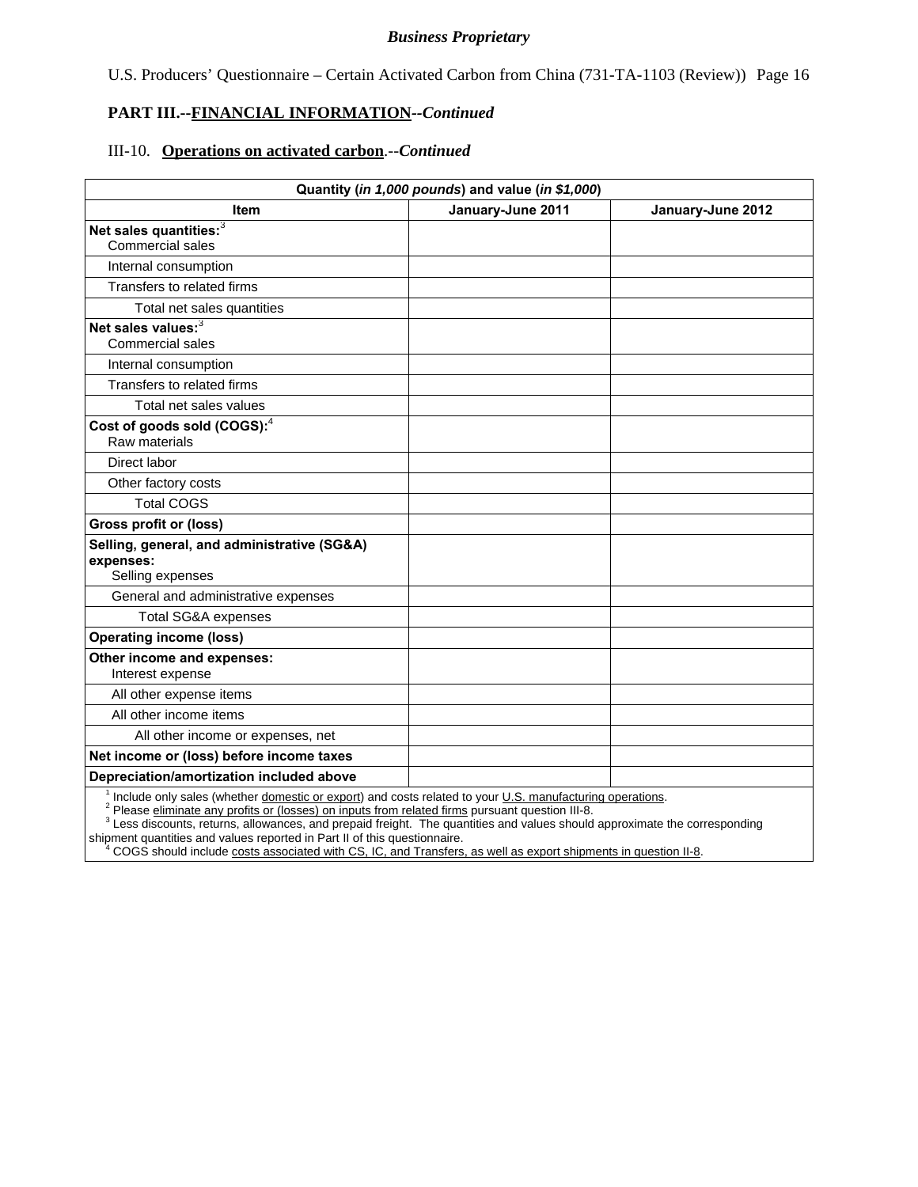*Business Proprietary*

U.S. Producers' Questionnaire – Certain Activated Carbon from China (731-TA-1103 (Review)) Page 16

**PART III.--FINANCIAL INFORMATION--*Continued***

III-10. **Operations on activated carbon**.--*Continued*

| Quantity (*in 1,000 pounds*) and value (*in $1,000*) | | |
|---|---|---|
| **Item** | **January-June 2011** | **January-June 2012** |
| **Net sales quantities:**[3] Commercial sales | | |
| Internal consumption | | |
| Transfers to related firms | | |
| Total net sales quantities | | |
| **Net sales values:**[3] Commercial sales | | |
| Internal consumption | | |
| Transfers to related firms | | |
| Total net sales values | | |
| **Cost of goods sold (COGS):**[4] Raw materials | | |
| Direct labor | | |
| Other factory costs | | |
| Total COGS | | |
| **Gross profit or (loss)** | | |
| **Selling, general, and administrative (SG&A) expenses:** Selling expenses | | |
| General and administrative expenses | | |
| Total SG&A expenses | | |
| **Operating income (loss)** | | |
| **Other income and expenses:** Interest expense | | |
| All other expense items | | |
| All other income items | | |
| All other income or expenses, net | | |
| **Net income or (loss) before income taxes** | | |
| **Depreciation/amortization included above** | | |

[1] Include only sales (whether domestic or export) and costs related to your U.S. manufacturing operations.
[2] Please eliminate any profits or (losses) on inputs from related firms pursuant question III-8.
[3] Less discounts, returns, allowances, and prepaid freight. The quantities and values should approximate the corresponding shipment quantities and values reported in Part II of this questionnaire.
[4] COGS should include costs associated with CS, IC, and Transfers, as well as export shipments in question II-8.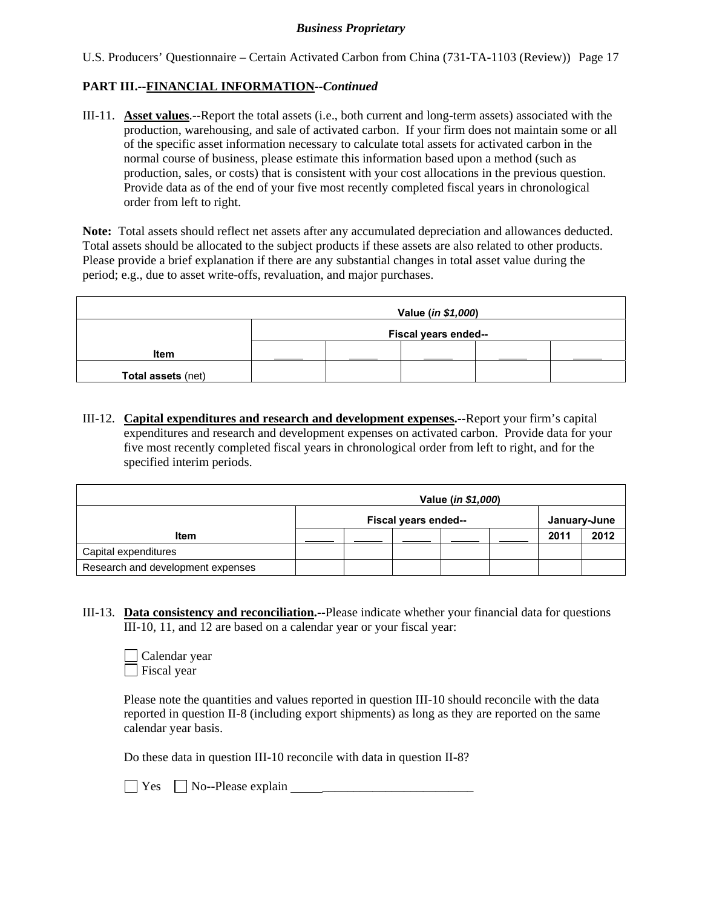## PART III.--FINANCIAL INFORMATION--*Continued*

III-11. **Asset values**.--Report the total assets (i.e., both current and long-term assets) associated with the production, warehousing, and sale of activated carbon. If your firm does not maintain some or all of the specific asset information necessary to calculate total assets for activated carbon in the normal course of business, please estimate this information based upon a method (such as production, sales, or costs) that is consistent with your cost allocations in the previous question. Provide data as of the end of your five most recently completed fiscal years in chronological order from left to right.

**Note:** Total assets should reflect net assets after any accumulated depreciation and allowances deducted. Total assets should be allocated to the subject products if these assets are also related to other products. Please provide a brief explanation if there are any substantial changes in total asset value during the period; e.g., due to asset write-offs, revaluation, and major purchases.

| | Value (*in $1,000*) | | | | |
|---|---|---|---|---|---|
| | Fiscal years ended-- | | | | |
| **Item** | _____ | _____ | _____ | _____ | _____ |
| **Total assets** (net) | | | | | |

III-12. **Capital expenditures and research and development expenses.**--Report your firm's capital expenditures and research and development expenses on activated carbon. Provide data for your five most recently completed fiscal years in chronological order from left to right, and for the specified interim periods.

| | Value (*in $1,000*) | | | | | | |
|---|---|---|---|---|---|---|---|
| | Fiscal years ended-- | | | | | January-June | |
| **Item** | _____ | _____ | _____ | _____ | _____ | **2011** | **2012** |
| Capital expenditures | | | | | | | |
| Research and development expenses | | | | | | | |

III-13. **Data consistency and reconciliation.**--Please indicate whether your financial data for questions III-10, 11, and 12 are based on a calendar year or your fiscal year:

☐ Calendar year
☐ Fiscal year

Please note the quantities and values reported in question III-10 should reconcile with the data reported in question II-8 (including export shipments) as long as they are reported on the same calendar year basis.

Do these data in question III-10 reconcile with data in question II-8?

☐ Yes ☐ No--Please explain ______________________________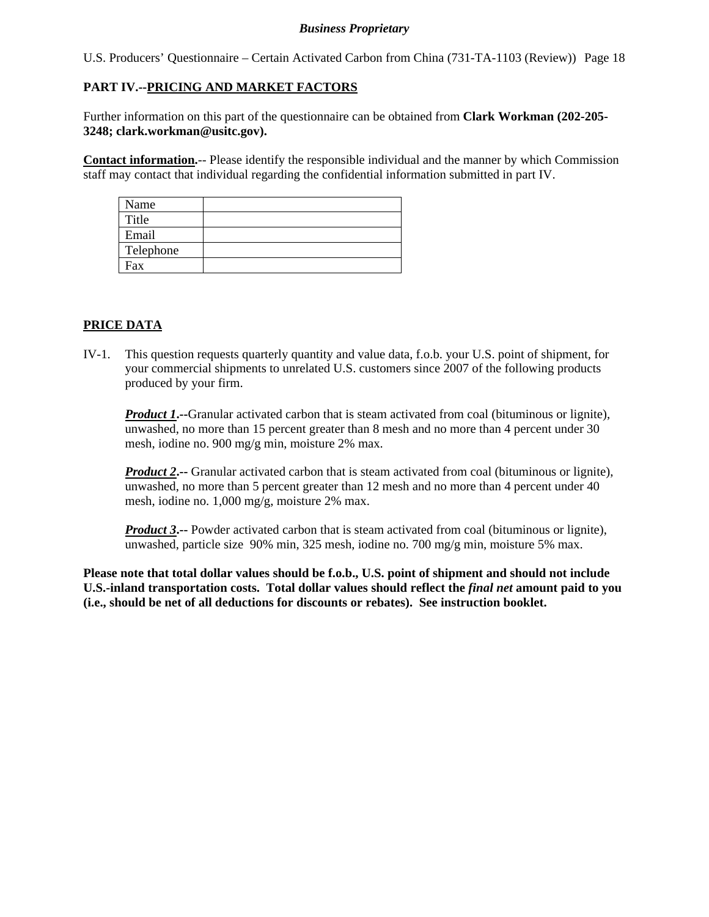## PART IV.--PRICING AND MARKET FACTORS

Further information on this part of the questionnaire can be obtained from **Clark Workman (202-205-3248; clark.workman@usitc.gov).**

**Contact information.**-- Please identify the responsible individual and the manner by which Commission staff may contact that individual regarding the confidential information submitted in part IV.

| Name | |
|---|---|
| Title | |
| Email | |
| Telephone | |
| Fax | |

## PRICE DATA

IV-1. This question requests quarterly quantity and value data, f.o.b. your U.S. point of shipment, for your commercial shipments to unrelated U.S. customers since 2007 of the following products produced by your firm.

***Product 1*.--**Granular activated carbon that is steam activated from coal (bituminous or lignite), unwashed, no more than 15 percent greater than 8 mesh and no more than 4 percent under 30 mesh, iodine no. 900 mg/g min, moisture 2% max.

***Product 2*.--** Granular activated carbon that is steam activated from coal (bituminous or lignite), unwashed, no more than 5 percent greater than 12 mesh and no more than 4 percent under 40 mesh, iodine no. 1,000 mg/g, moisture 2% max.

***Product 3*.--** Powder activated carbon that is steam activated from coal (bituminous or lignite), unwashed, particle size 90% min, 325 mesh, iodine no. 700 mg/g min, moisture 5% max.

**Please note that total dollar values should be f.o.b., U.S. point of shipment and should not include U.S.-inland transportation costs. Total dollar values should reflect the *final net* amount paid to you (i.e., should be net of all deductions for discounts or rebates). See instruction booklet.**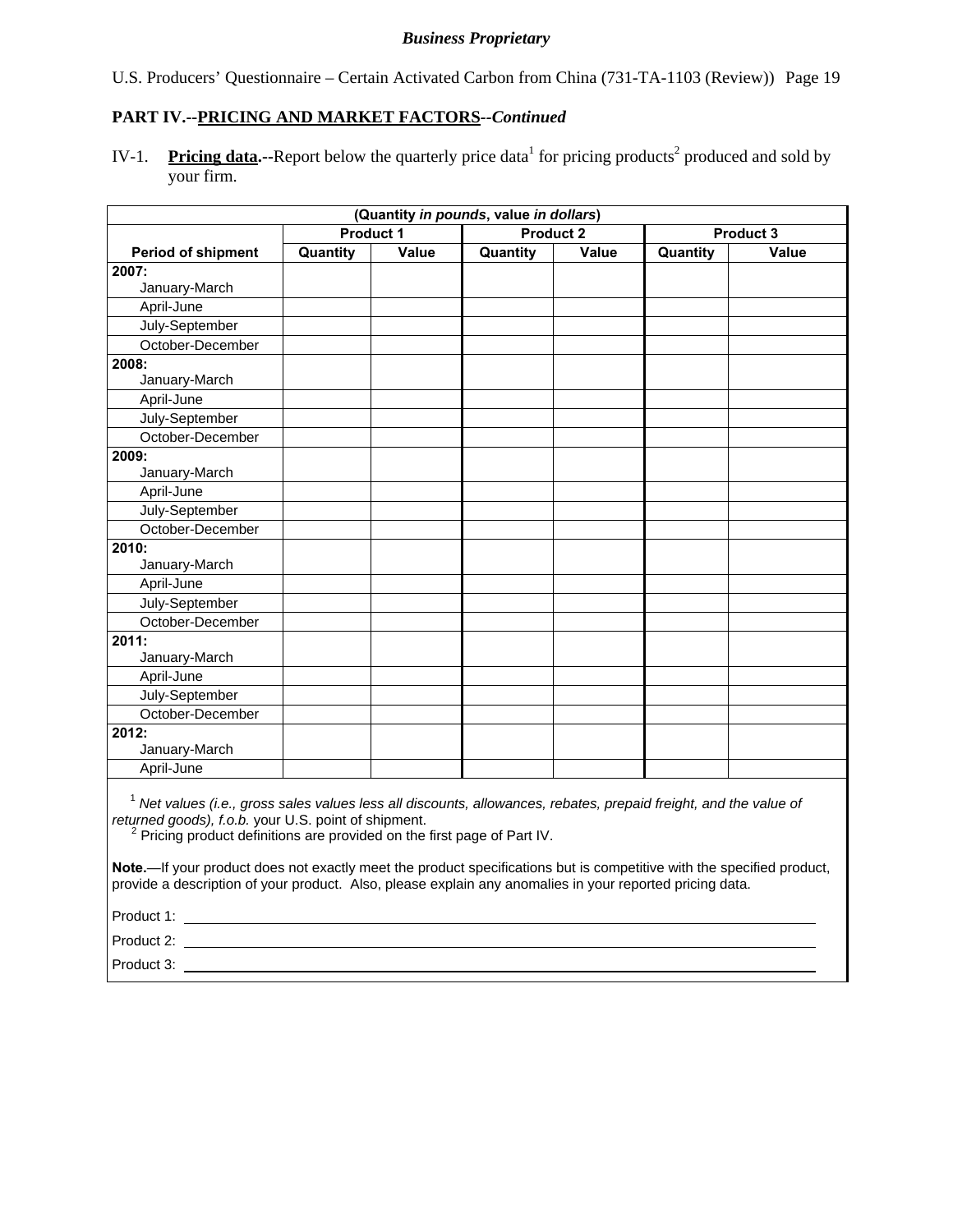**PART IV.--PRICING AND MARKET FACTORS--*Continued***

IV-1. **Pricing data.--**Report below the quarterly price data[1] for pricing products[2] produced and sold by your firm.

| (Quantity *in pounds*, value *in dollars*) | | | | | | |
|---|---|---|---|---|---|---|
| | Product 1 | | Product 2 | | Product 3 | |
| **Period of shipment** | **Quantity** | **Value** | **Quantity** | **Value** | **Quantity** | **Value** |
| **2007:** January-March | | | | | | |
| April-June | | | | | | |
| July-September | | | | | | |
| October-December | | | | | | |
| **2008:** January-March | | | | | | |
| April-June | | | | | | |
| July-September | | | | | | |
| October-December | | | | | | |
| **2009:** January-March | | | | | | |
| April-June | | | | | | |
| July-September | | | | | | |
| October-December | | | | | | |
| **2010:** January-March | | | | | | |
| April-June | | | | | | |
| July-September | | | | | | |
| October-December | | | | | | |
| **2011:** January-March | | | | | | |
| April-June | | | | | | |
| July-September | | | | | | |
| October-December | | | | | | |
| **2012:** January-March | | | | | | |
| April-June | | | | | | |

[1] *Net values (i.e., gross sales values less all discounts, allowances, rebates, prepaid freight, and the value of returned goods), f.o.b.* your U.S. point of shipment.
[2] Pricing product definitions are provided on the first page of Part IV.

**Note.**—If your product does not exactly meet the product specifications but is competitive with the specified product, provide a description of your product. Also, please explain any anomalies in your reported pricing data.

Product 1: ______________________________

Product 2: ______________________________

Product 3: ______________________________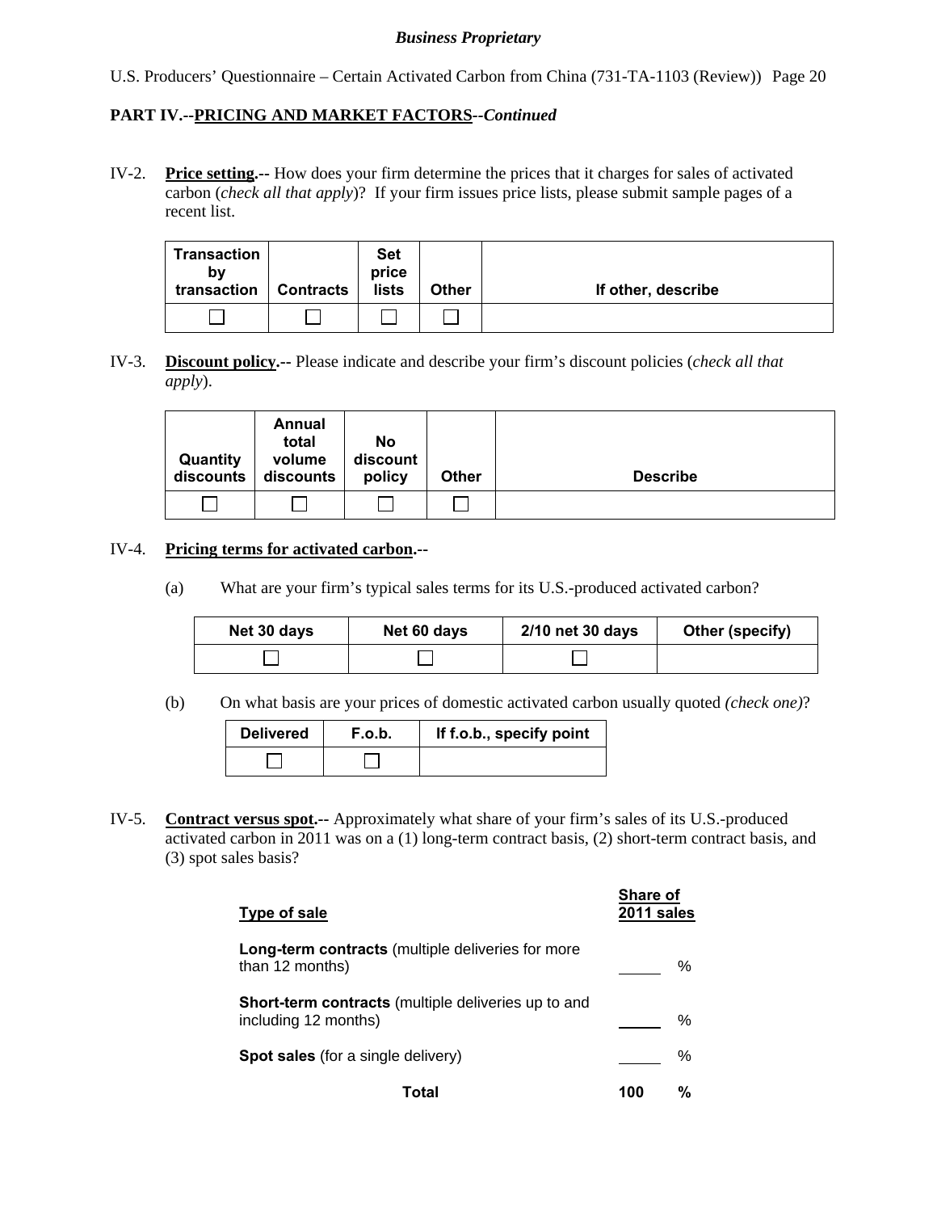**PART IV.--PRICING AND MARKET FACTORS--*Continued***

IV-2. **Price setting.--** How does your firm determine the prices that it charges for sales of activated carbon (*check all that apply*)? If your firm issues price lists, please submit sample pages of a recent list.

| Transaction by transaction | Contracts | Set price lists | Other | If other, describe |
|---|---|---|---|---|
| ☐ | ☐ | ☐ | ☐ | |

IV-3. **Discount policy.--** Please indicate and describe your firm's discount policies (*check all that apply*).

| Quantity discounts | Annual total volume discounts | No discount policy | Other | Describe |
|---|---|---|---|---|
| ☐ | ☐ | ☐ | ☐ | |

IV-4. **Pricing terms for activated carbon.--**

(a) What are your firm's typical sales terms for its U.S.-produced activated carbon?

| Net 30 days | Net 60 days | 2/10 net 30 days | Other (specify) |
|---|---|---|---|
| ☐ | ☐ | ☐ | |

(b) On what basis are your prices of domestic activated carbon usually quoted *(check one)*?

| Delivered | F.o.b. | If f.o.b., specify point |
|---|---|---|
| ☐ | ☐ | |

IV-5. **Contract versus spot.--** Approximately what share of your firm's sales of its U.S.-produced activated carbon in 2011 was on a (1) long-term contract basis, (2) short-term contract basis, and (3) spot sales basis?

| Type of sale | Share of 2011 sales |
|---|---|
| **Long-term contracts** (multiple deliveries for more than 12 months) | ____ % |
| **Short-term contracts** (multiple deliveries up to and including 12 months) | ____ % |
| **Spot sales** (for a single delivery) | ____ % |
| **Total** | **100 %** |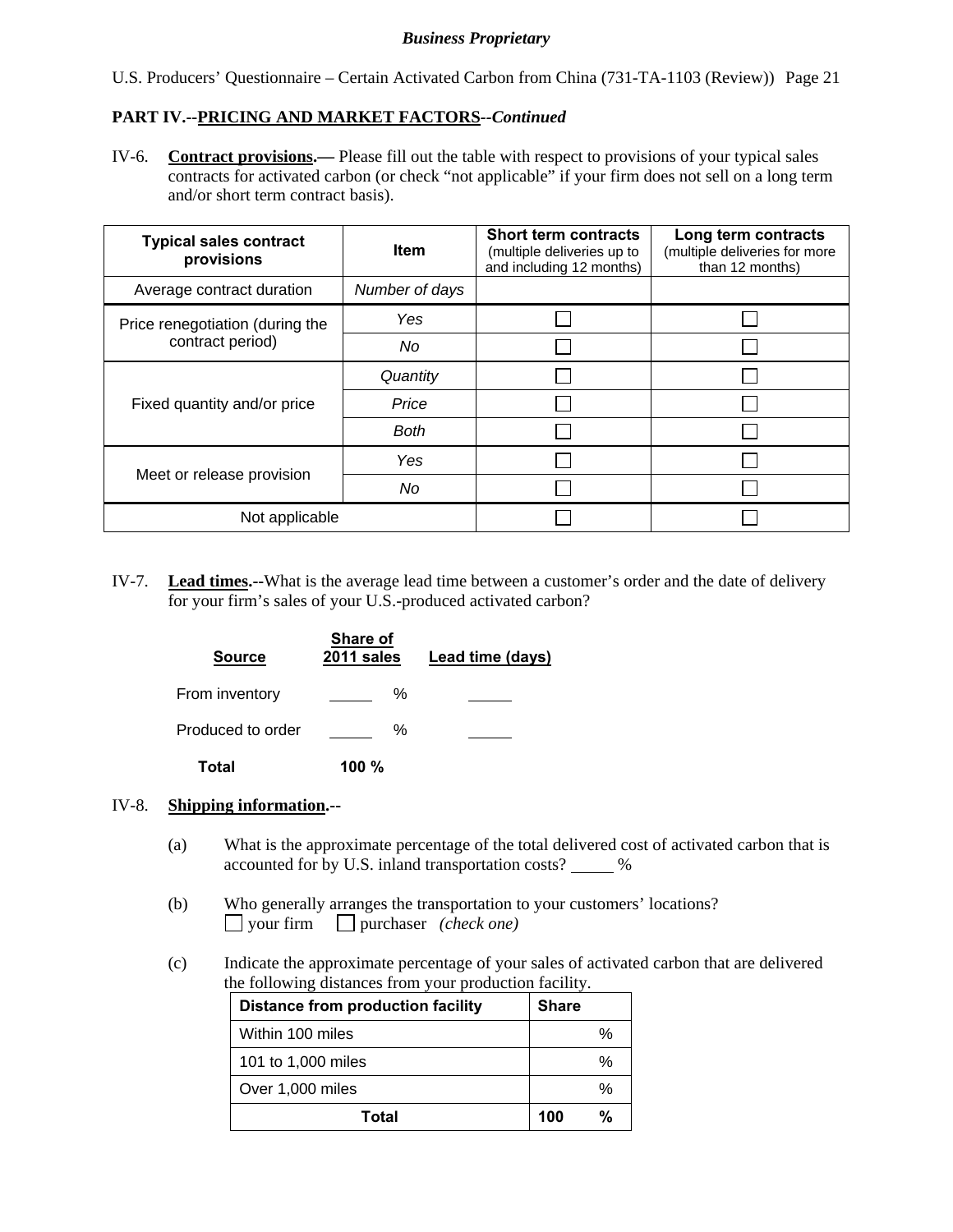**PART IV.--PRICING AND MARKET FACTORS--*Continued***

IV-6. **Contract provisions.—** Please fill out the table with respect to provisions of your typical sales contracts for activated carbon (or check "not applicable" if your firm does not sell on a long term and/or short term contract basis).

| Typical sales contract provisions | Item | Short term contracts (multiple deliveries up to and including 12 months) | Long term contracts (multiple deliveries for more than 12 months) |
|---|---|---|---|
| Average contract duration | *Number of days* | | |
| Price renegotiation (during the contract period) | *Yes* | ☐ | ☐ |
| | *No* | ☐ | ☐ |
| Fixed quantity and/or price | *Quantity* | ☐ | ☐ |
| | *Price* | ☐ | ☐ |
| | *Both* | ☐ | ☐ |
| Meet or release provision | *Yes* | ☐ | ☐ |
| | *No* | ☐ | ☐ |
| Not applicable | | ☐ | ☐ |

IV-7. **Lead times.--**What is the average lead time between a customer's order and the date of delivery for your firm's sales of your U.S.-produced activated carbon?

| Source | Share of 2011 sales | Lead time (days) |
|---|---|---|
| From inventory | ____ % | ____ |
| Produced to order | ____ % | ____ |
| **Total** | **100 %** | |

IV-8. **Shipping information.--**

(a) What is the approximate percentage of the total delivered cost of activated carbon that is accounted for by U.S. inland transportation costs? ____ %

(b) Who generally arranges the transportation to your customers' locations?
☐ your firm ☐ purchaser *(check one)*

(c) Indicate the approximate percentage of your sales of activated carbon that are delivered the following distances from your production facility.

| Distance from production facility | Share |
|---|---|
| Within 100 miles | % |
| 101 to 1,000 miles | % |
| Over 1,000 miles | % |
| **Total** | **100 %** |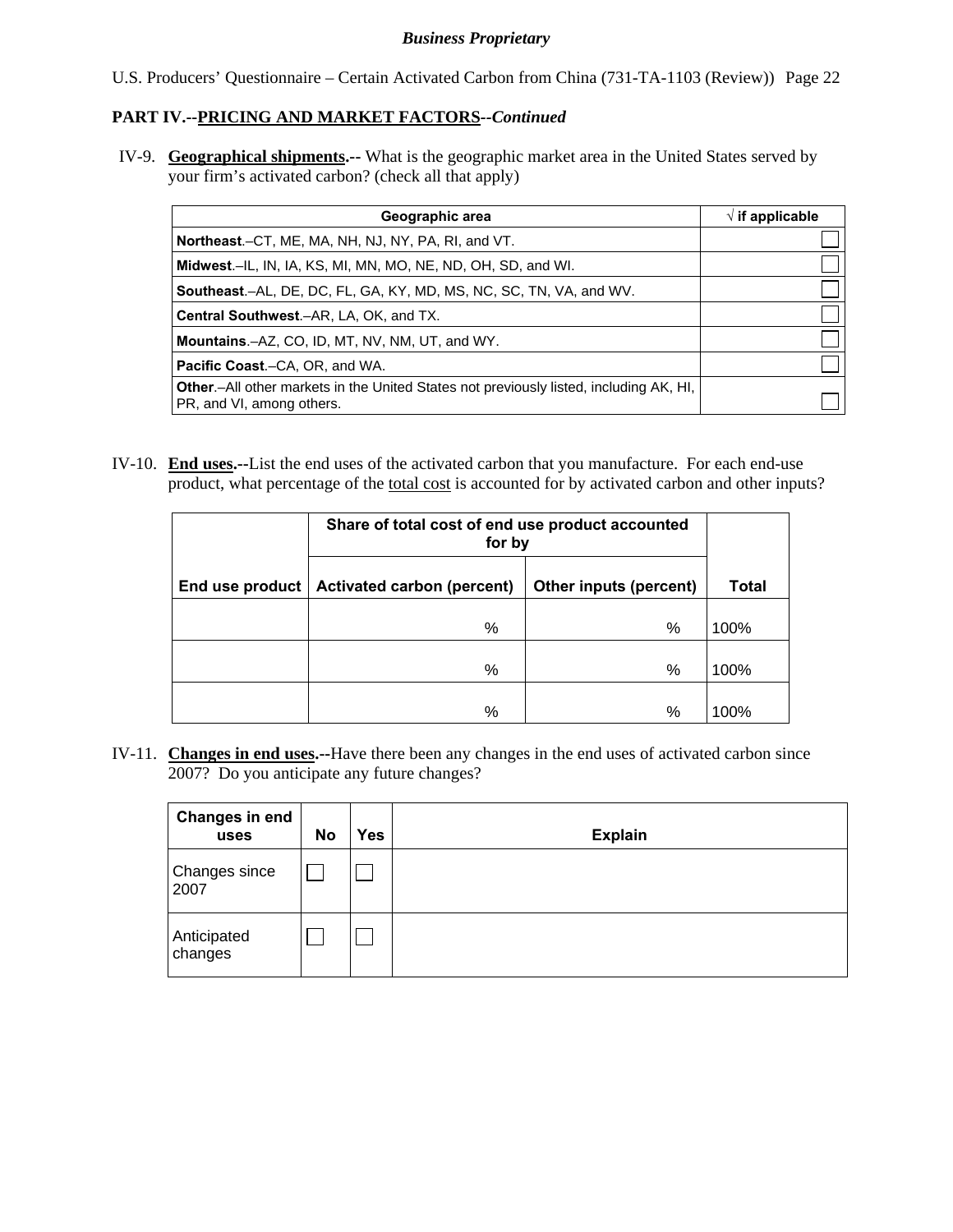## PART IV.--PRICING AND MARKET FACTORS--*Continued*

IV-9. **Geographical shipments.--** What is the geographic market area in the United States served by your firm's activated carbon? (check all that apply)

| Geographic area | √ if applicable |
|---|---|
| **Northeast**.–CT, ME, MA, NH, NJ, NY, PA, RI, and VT. | ☐ |
| **Midwest**.–IL, IN, IA, KS, MI, MN, MO, NE, ND, OH, SD, and WI. | ☐ |
| **Southeast**.–AL, DE, DC, FL, GA, KY, MD, MS, NC, SC, TN, VA, and WV. | ☐ |
| **Central Southwest**.–AR, LA, OK, and TX. | ☐ |
| **Mountains**.–AZ, CO, ID, MT, NV, NM, UT, and WY. | ☐ |
| **Pacific Coast**.–CA, OR, and WA. | ☐ |
| **Other**.–All other markets in the United States not previously listed, including AK, HI, PR, and VI, among others. | ☐ |

IV-10. **End uses.--**List the end uses of the activated carbon that you manufacture. For each end-use product, what percentage of the total cost is accounted for by activated carbon and other inputs?

| | Share of total cost of end use product accounted for by | | |
|---|---|---|---|
| **End use product** | **Activated carbon (percent)** | **Other inputs (percent)** | **Total** |
| | % | % | 100% |
| | % | % | 100% |
| | % | % | 100% |

IV-11. **Changes in end uses.--**Have there been any changes in the end uses of activated carbon since 2007? Do you anticipate any future changes?

| Changes in end uses | No | Yes | Explain |
|---|---|---|---|
| Changes since 2007 | ☐ | ☐ | |
| Anticipated changes | ☐ | ☐ | |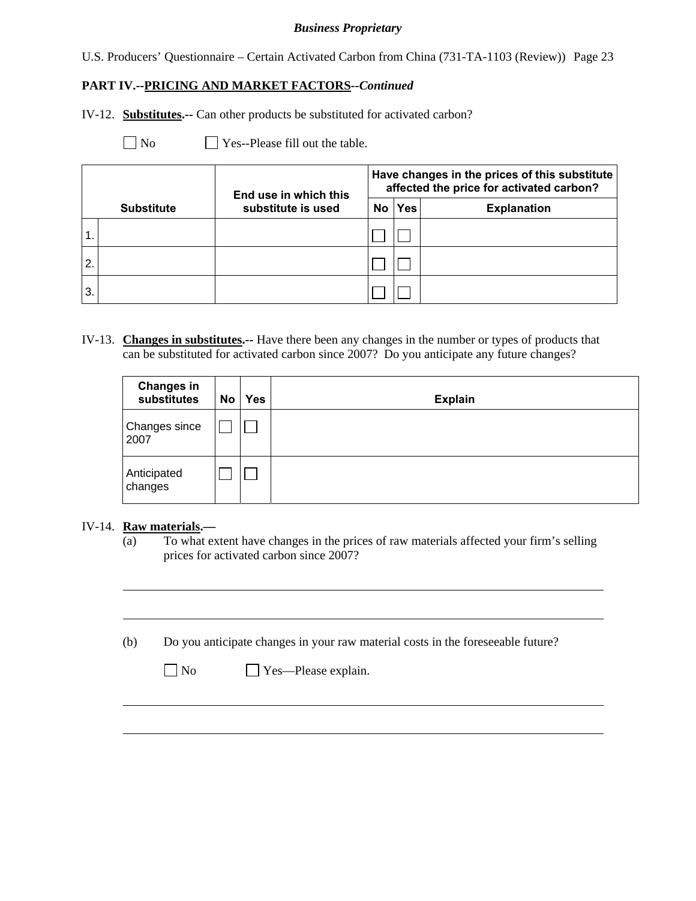**PART IV.--PRICING AND MARKET FACTORS--*Continued***

IV-12. **Substitutes.--** Can other products be substituted for activated carbon?

☐ No ☐ Yes--Please fill out the table.

| Substitute | | End use in which this substitute is used | Have changes in the prices of this substitute affected the price for activated carbon? | | |
|---|---|---|---|---|---|
| | | | **No** | **Yes** | **Explanation** |
| 1. | | | ☐ | ☐ | |
| 2. | | | ☐ | ☐ | |
| 3. | | | ☐ | ☐ | |

IV-13. **Changes in substitutes.--** Have there been any changes in the number or types of products that can be substituted for activated carbon since 2007? Do you anticipate any future changes?

| Changes in substitutes | No | Yes | Explain |
|---|---|---|---|
| Changes since 2007 | ☐ | ☐ | |
| Anticipated changes | ☐ | ☐ | |

IV-14. **Raw materials.—**

(a) To what extent have changes in the prices of raw materials affected your firm's selling prices for activated carbon since 2007?

\_\_\_\_\_\_\_\_\_\_\_\_\_\_\_\_\_\_\_\_\_\_\_\_\_\_\_\_\_\_\_\_\_\_\_\_\_\_\_\_\_\_\_\_\_\_\_\_\_\_\_\_\_\_\_\_\_\_\_\_\_\_\_\_\_\_\_\_\_\_

\_\_\_\_\_\_\_\_\_\_\_\_\_\_\_\_\_\_\_\_\_\_\_\_\_\_\_\_\_\_\_\_\_\_\_\_\_\_\_\_\_\_\_\_\_\_\_\_\_\_\_\_\_\_\_\_\_\_\_\_\_\_\_\_\_\_\_\_\_\_

(b) Do you anticipate changes in your raw material costs in the foreseeable future?

☐ No ☐ Yes—Please explain.

\_\_\_\_\_\_\_\_\_\_\_\_\_\_\_\_\_\_\_\_\_\_\_\_\_\_\_\_\_\_\_\_\_\_\_\_\_\_\_\_\_\_\_\_\_\_\_\_\_\_\_\_\_\_\_\_\_\_\_\_\_\_\_\_\_\_\_\_\_\_

\_\_\_\_\_\_\_\_\_\_\_\_\_\_\_\_\_\_\_\_\_\_\_\_\_\_\_\_\_\_\_\_\_\_\_\_\_\_\_\_\_\_\_\_\_\_\_\_\_\_\_\_\_\_\_\_\_\_\_\_\_\_\_\_\_\_\_\_\_\_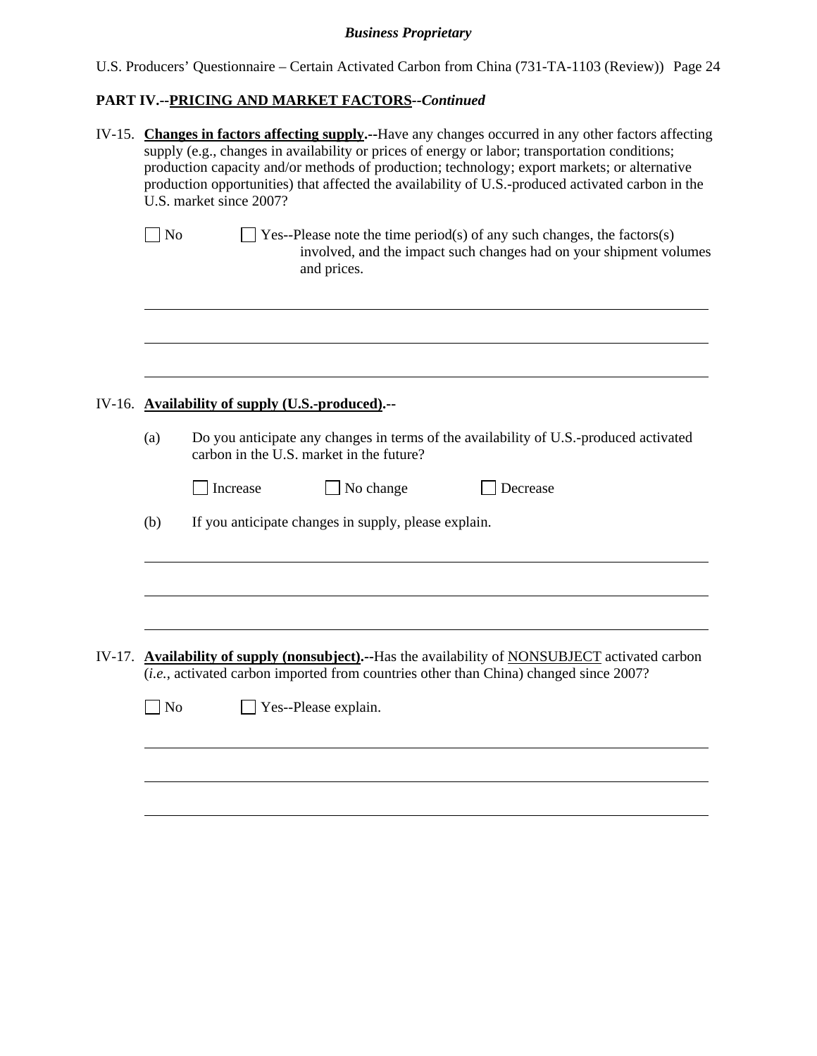**PART IV.--PRICING AND MARKET FACTORS--*Continued***

IV-15. **Changes in factors affecting supply.--**Have any changes occurred in any other factors affecting supply (e.g., changes in availability or prices of energy or labor; transportation conditions; production capacity and/or methods of production; technology; export markets; or alternative production opportunities) that affected the availability of U.S.-produced activated carbon in the U.S. market since 2007?

☐ No ☐ Yes--Please note the time period(s) of any such changes, the factors(s) involved, and the impact such changes had on your shipment volumes and prices.

______________________________________________________________________________

______________________________________________________________________________

______________________________________________________________________________

IV-16. **Availability of supply (U.S.-produced).--**

(a) Do you anticipate any changes in terms of the availability of U.S.-produced activated carbon in the U.S. market in the future?

☐ Increase ☐ No change ☐ Decrease

(b) If you anticipate changes in supply, please explain.

______________________________________________________________________________

______________________________________________________________________________

______________________________________________________________________________

IV-17. **Availability of supply (nonsubject).--**Has the availability of NONSUBJECT activated carbon (*i.e.*, activated carbon imported from countries other than China) changed since 2007?

☐ No ☐ Yes--Please explain.

______________________________________________________________________________

______________________________________________________________________________

______________________________________________________________________________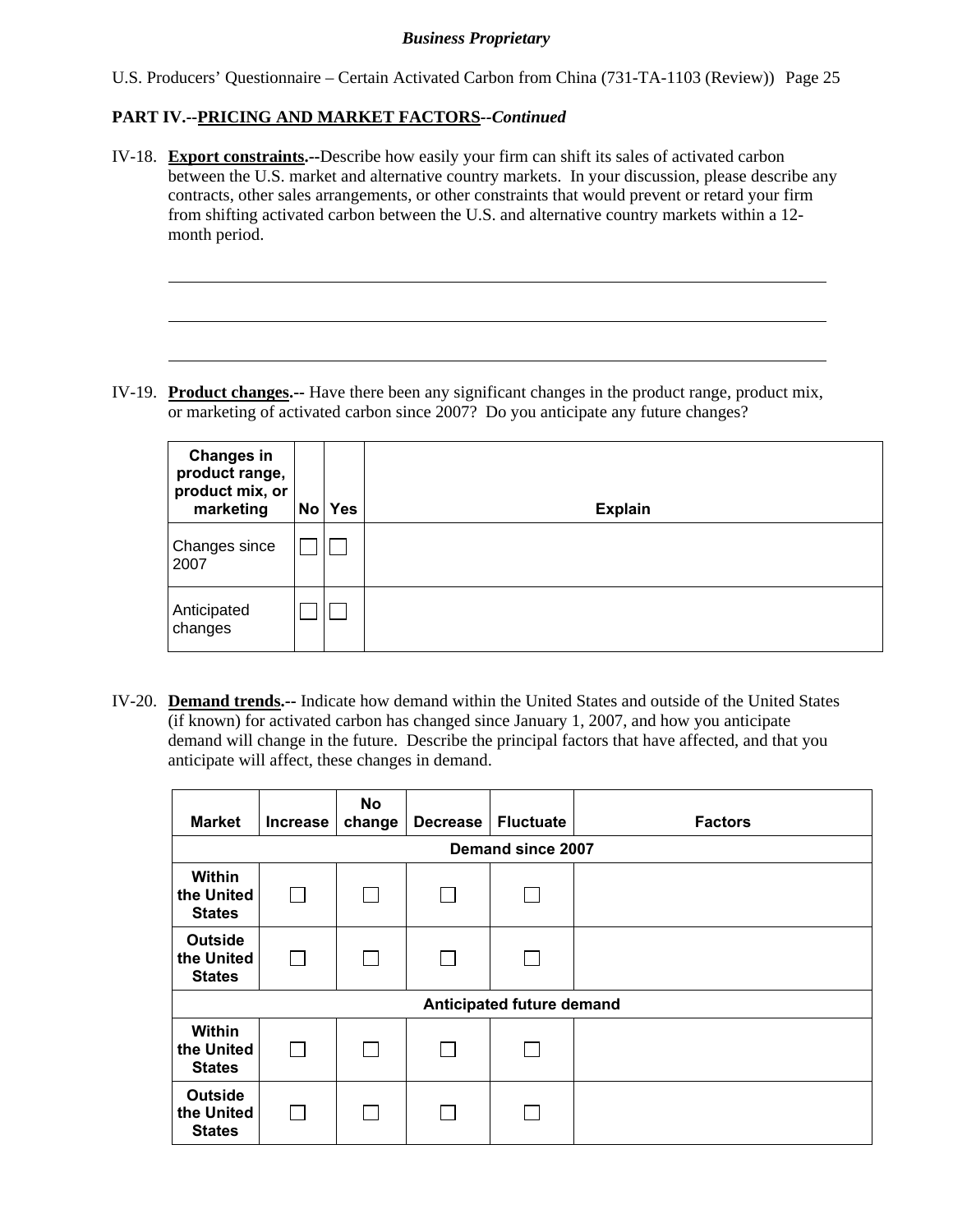**PART IV.--PRICING AND MARKET FACTORS--*Continued***

IV-18. **Export constraints.**--Describe how easily your firm can shift its sales of activated carbon between the U.S. market and alternative country markets. In your discussion, please describe any contracts, other sales arrangements, or other constraints that would prevent or retard your firm from shifting activated carbon between the U.S. and alternative country markets within a 12-month period.

______________________________________________________________________

______________________________________________________________________

______________________________________________________________________

IV-19. **Product changes.**-- Have there been any significant changes in the product range, product mix, or marketing of activated carbon since 2007? Do you anticipate any future changes?

| Changes in product range, product mix, or marketing | No | Yes | Explain |
|---|---|---|---|
| Changes since 2007 | ☐ | ☐ | |
| Anticipated changes | ☐ | ☐ | |

IV-20. **Demand trends.**-- Indicate how demand within the United States and outside of the United States (if known) for activated carbon has changed since January 1, 2007, and how you anticipate demand will change in the future. Describe the principal factors that have affected, and that you anticipate will affect, these changes in demand.

| Market | Increase | No change | Decrease | Fluctuate | Factors |
|---|---|---|---|---|---|
| **Demand since 2007** | | | | | |
| **Within the United States** | ☐ | ☐ | ☐ | ☐ | |
| **Outside the United States** | ☐ | ☐ | ☐ | ☐ | |
| **Anticipated future demand** | | | | | |
| **Within the United States** | ☐ | ☐ | ☐ | ☐ | |
| **Outside the United States** | ☐ | ☐ | ☐ | ☐ | |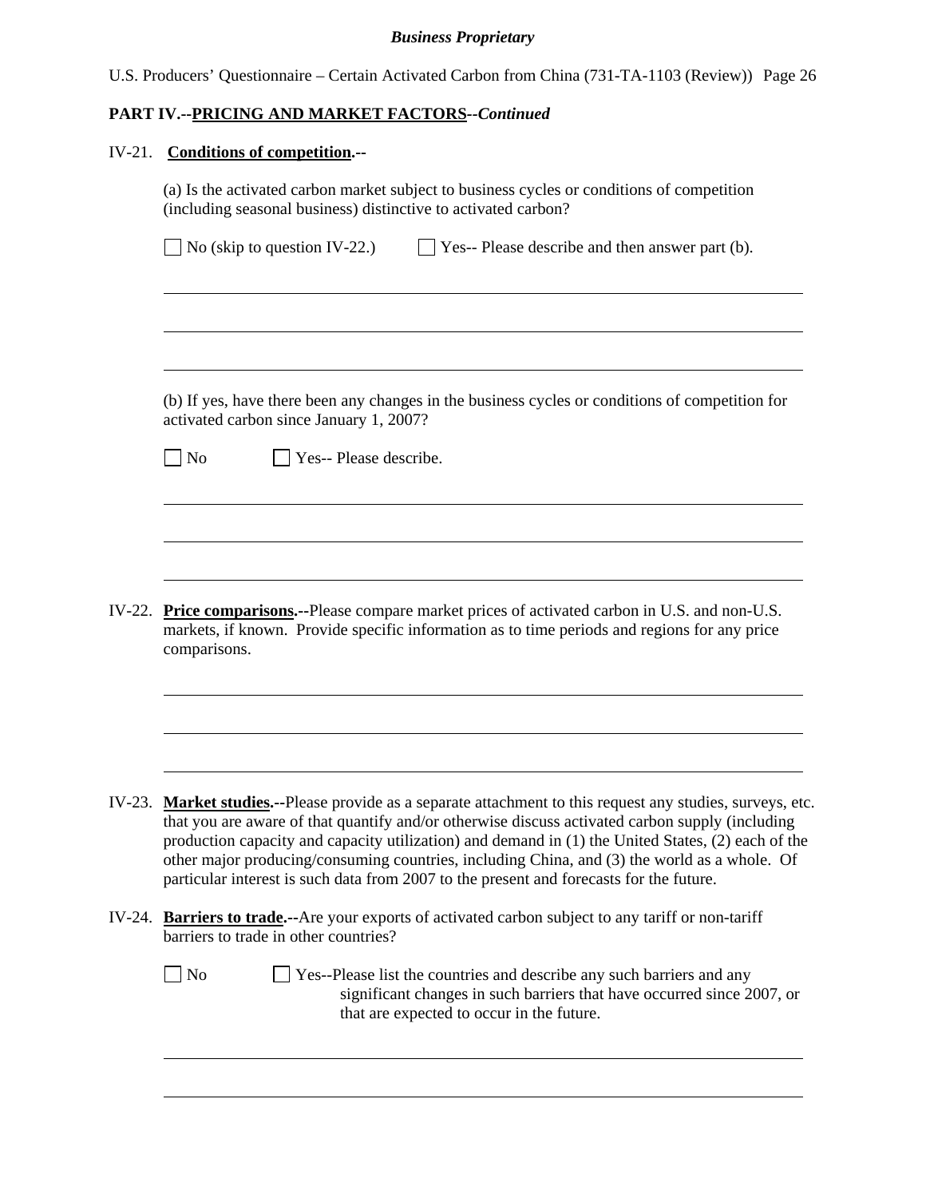## PART IV.--PRICING AND MARKET FACTORS--*Continued*

IV-21. **Conditions of competition.--**

(a) Is the activated carbon market subject to business cycles or conditions of competition (including seasonal business) distinctive to activated carbon?

☐ No (skip to question IV-22.)  ☐ Yes-- Please describe and then answer part (b).

(b) If yes, have there been any changes in the business cycles or conditions of competition for activated carbon since January 1, 2007?

☐ No  ☐ Yes-- Please describe.

IV-22. **Price comparisons.--**Please compare market prices of activated carbon in U.S. and non-U.S. markets, if known. Provide specific information as to time periods and regions for any price comparisons.

IV-23. **Market studies.--**Please provide as a separate attachment to this request any studies, surveys, etc. that you are aware of that quantify and/or otherwise discuss activated carbon supply (including production capacity and capacity utilization) and demand in (1) the United States, (2) each of the other major producing/consuming countries, including China, and (3) the world as a whole. Of particular interest is such data from 2007 to the present and forecasts for the future.

IV-24. **Barriers to trade.--**Are your exports of activated carbon subject to any tariff or non-tariff barriers to trade in other countries?

☐ No  ☐ Yes--Please list the countries and describe any such barriers and any significant changes in such barriers that have occurred since 2007, or that are expected to occur in the future.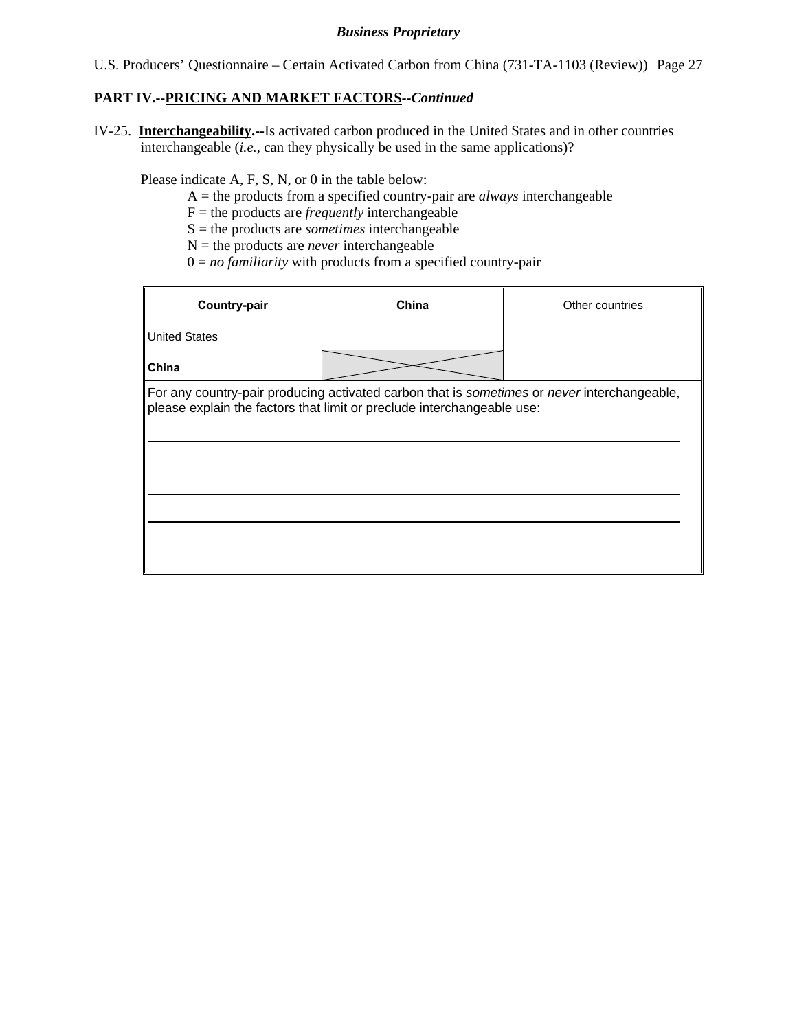## PART IV.--PRICING AND MARKET FACTORS--*Continued*

IV-25. **Interchangeability.--**Is activated carbon produced in the United States and in other countries interchangeable (*i.e.*, can they physically be used in the same applications)?

Please indicate A, F, S, N, or 0 in the table below:

- A = the products from a specified country-pair are *always* interchangeable
- F = the products are *frequently* interchangeable
- S = the products are *sometimes* interchangeable
- N = the products are *never* interchangeable
- 0 = *no familiarity* with products from a specified country-pair

| Country-pair | China | Other countries |
|---|---|---|
| United States | | |
| China | X | |

For any country-pair producing activated carbon that is *sometimes* or *never* interchangeable, please explain the factors that limit or preclude interchangeable use:

______________________________________________________________________

______________________________________________________________________

______________________________________________________________________

______________________________________________________________________

______________________________________________________________________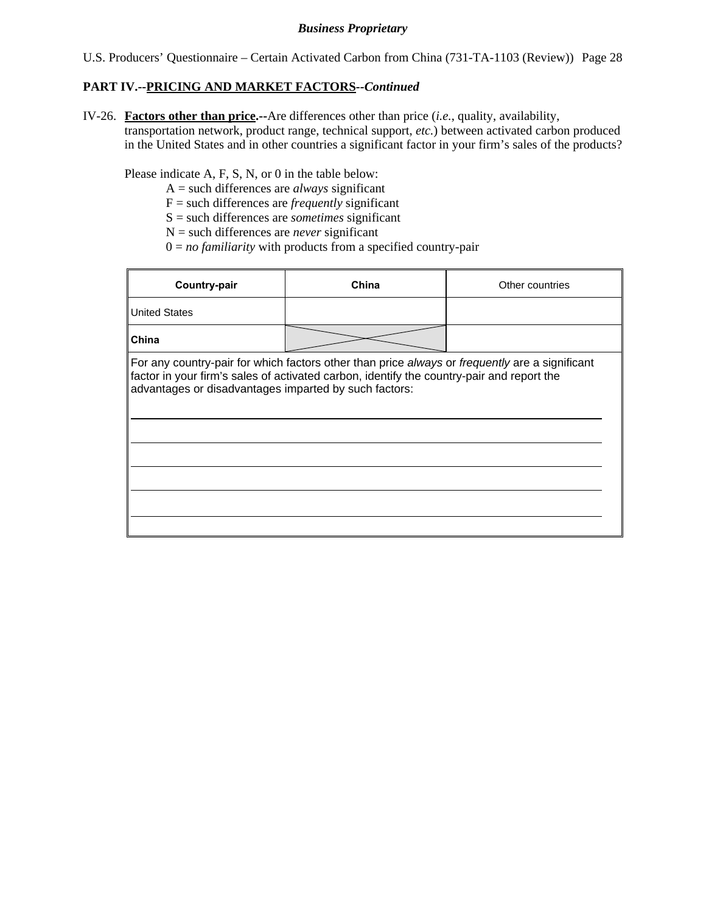***Business Proprietary***

U.S. Producers' Questionnaire – Certain Activated Carbon from China (731-TA-1103 (Review))

## PART IV.--PRICING AND MARKET FACTORS--*Continued*

IV-26. **Factors other than price.--**Are differences other than price (*i.e.*, quality, availability, transportation network, product range, technical support, *etc.*) between activated carbon produced in the United States and in other countries a significant factor in your firm's sales of the products?

Please indicate A, F, S, N, or 0 in the table below:

- A = such differences are *always* significant
- F = such differences are *frequently* significant
- S = such differences are *sometimes* significant
- N = such differences are *never* significant
- 0 = *no familiarity* with products from a specified country-pair

| Country-pair | China | Other countries |
|---|---|---|
| United States | | |
| China | X | |

For any country-pair for which factors other than price *always* or *frequently* are a significant factor in your firm's sales of activated carbon, identify the country-pair and report the advantages or disadvantages imparted by such factors:

______________________________________________________________________

______________________________________________________________________

______________________________________________________________________

______________________________________________________________________

______________________________________________________________________